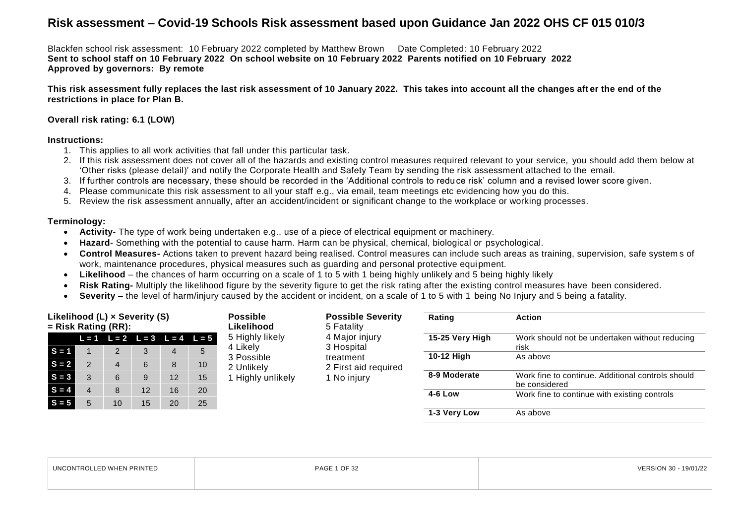# Risk assessment – Covid-19 Schools Risk assessment based upon Guidance Jan 2022 OHS CF 015 010/3

Blackfen school risk assessment: 10 February 2022 completed by Matthew Brown Date Completed: 10 February 2022
**Sent to school staff on 10 February 2022 On school website on 10 February 2022 Parents notified on 10 February 2022**
**Approved by governors: By remote**

**This risk assessment fully replaces the last risk assessment of 10 January 2022. This takes into account all the changes after the end of the restrictions in place for Plan B.**

**Overall risk rating: 6.1 (LOW)**

**Instructions:**

1. This applies to all work activities that fall under this particular task.
2. If this risk assessment does not cover all of the hazards and existing control measures required relevant to your service, you should add them below at 'Other risks (please detail)' and notify the Corporate Health and Safety Team by sending the risk assessment attached to the email.
3. If further controls are necessary, these should be recorded in the 'Additional controls to reduce risk' column and a revised lower score given.
4. Please communicate this risk assessment to all your staff e.g., via email, team meetings etc evidencing how you do this.
5. Review the risk assessment annually, after an accident/incident or significant change to the workplace or working processes.

**Terminology:**

- **Activity**- The type of work being undertaken e.g., use of a piece of electrical equipment or machinery.
- **Hazard**- Something with the potential to cause harm. Harm can be physical, chemical, biological or psychological.
- **Control Measures-** Actions taken to prevent hazard being realised. Control measures can include such areas as training, supervision, safe systems of work, maintenance procedures, physical measures such as guarding and personal protective equipment.
- **Likelihood** – the chances of harm occurring on a scale of 1 to 5 with 1 being highly unlikely and 5 being highly likely
- **Risk Rating-** Multiply the likelihood figure by the severity figure to get the risk rating after the existing control measures have been considered.
- **Severity** – the level of harm/injury caused by the accident or incident, on a scale of 1 to 5 with 1 being No Injury and 5 being a fatality.

**Likelihood (L) × Severity (S) = Risk Rating (RR):**

| | L = 1 | L = 2 | L = 3 | L = 4 | L = 5 |
|---|---|---|---|---|---|
| S = 1 | 1 | 2 | 3 | 4 | 5 |
| S = 2 | 2 | 4 | 6 | 8 | 10 |
| S = 3 | 3 | 6 | 9 | 12 | 15 |
| S = 4 | 4 | 8 | 12 | 16 | 20 |
| S = 5 | 5 | 10 | 15 | 20 | 25 |

**Possible Likelihood**
5 Highly likely
4 Likely
3 Possible
2 Unlikely
1 Highly unlikely

**Possible Severity**
5 Fatality
4 Major injury
3 Hospital treatment
2 First aid required
1 No injury

| Rating | Action |
|---|---|
| 15-25 Very High | Work should not be undertaken without reducing risk |
| 10-12 High | As above |
| 8-9 Moderate | Work fine to continue. Additional controls should be considered |
| 4-6 Low | Work fine to continue with existing controls |
| 1-3 Very Low | As above |

UNCONTROLLED WHEN PRINTED | VERSION 30 - 19/01/22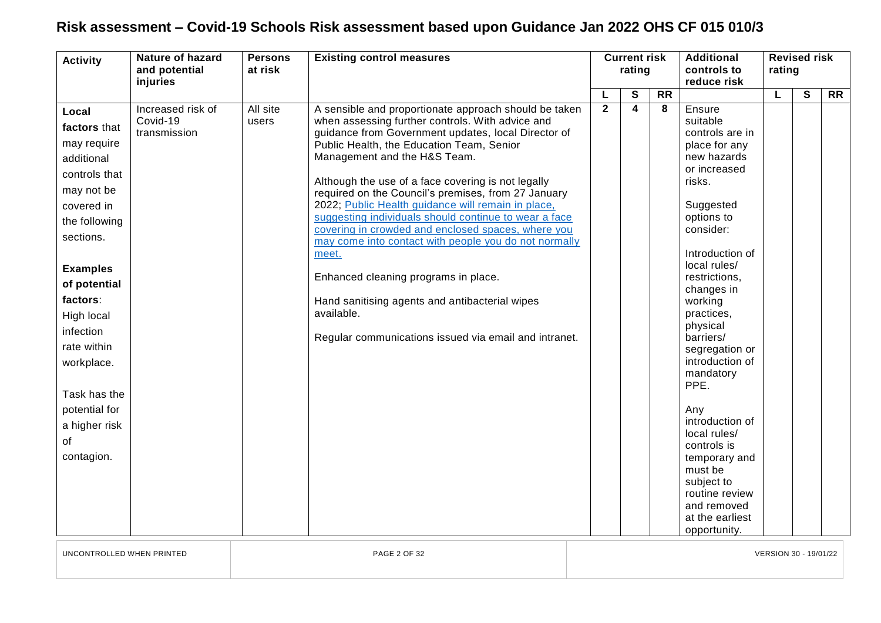# Risk assessment – Covid-19 Schools Risk assessment based upon Guidance Jan 2022 OHS CF 015 010/3

| Activity | Nature of hazard and potential injuries | Persons at risk | Existing control measures | Current risk rating | | | Additional controls to reduce risk | Revised risk rating | | |
|---|---|---|---|---|---|---|---|---|---|---|
| | | | | L | S | RR | | L | S | RR |
| **Local factors** that may require additional controls that may not be covered in the following sections.<br><br>**Examples of potential factors**:<br>High local infection rate within workplace.<br><br>Task has the potential for a higher risk of contagion. | Increased risk of Covid-19 transmission | All site users | A sensible and proportionate approach should be taken when assessing further controls. With advice and guidance from Government updates, local Director of Public Health, the Education Team, Senior Management and the H&S Team.<br><br>Although the use of a face covering is not legally required on the Council's premises, from 27 January 2022; Public Health guidance will remain in place, suggesting individuals should continue to wear a face covering in crowded and enclosed spaces, where you may come into contact with people you do not normally meet.<br><br>Enhanced cleaning programs in place.<br><br>Hand sanitising agents and antibacterial wipes available.<br><br>Regular communications issued via email and intranet. | 2 | 4 | 8 | Ensure suitable controls are in place for any new hazards or increased risks.<br><br>Suggested options to consider:<br><br>Introduction of local rules/ restrictions, changes in working practices, physical barriers/ segregation or introduction of mandatory PPE.<br><br>Any introduction of local rules/ controls is temporary and must be subject to routine review and removed at the earliest opportunity. | | | |

UNCONTROLLED WHEN PRINTED

VERSION 30 - 19/01/22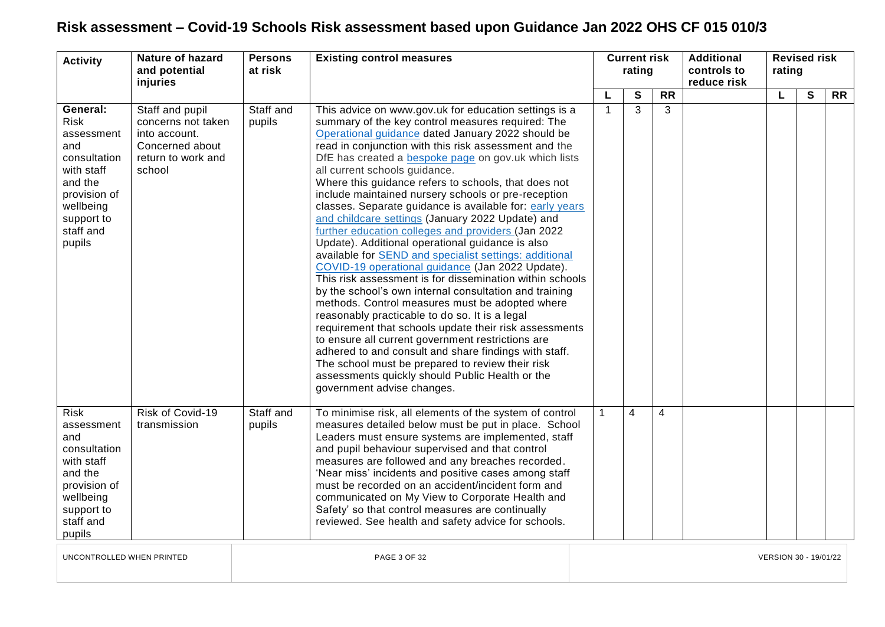# Risk assessment – Covid-19 Schools Risk assessment based upon Guidance Jan 2022 OHS CF 015 010/3

| Activity | Nature of hazard and potential injuries | Persons at risk | Existing control measures | Current risk rating | | | Additional controls to reduce risk | Revised risk rating | | |
|---|---|---|---|---|---|---|---|---|---|---|
| | | | | L | S | RR | | L | S | RR |
| **General:** Risk assessment and consultation with staff and the provision of wellbeing support to staff and pupils | Staff and pupil concerns not taken into account. Concerned about return to work and school | Staff and pupils | This advice on www.gov.uk for education settings is a summary of the key control measures required: The Operational guidance dated January 2022 should be read in conjunction with this risk assessment and the DfE has created a bespoke page on gov.uk which lists all current schools guidance. Where this guidance refers to schools, that does not include maintained nursery schools or pre-reception classes. Separate guidance is available for: early years and childcare settings (January 2022 Update) and further education colleges and providers (Jan 2022 Update). Additional operational guidance is also available for SEND and specialist settings: additional COVID-19 operational guidance (Jan 2022 Update). This risk assessment is for dissemination within schools by the school's own internal consultation and training methods. Control measures must be adopted where reasonably practicable to do so. It is a legal requirement that schools update their risk assessments to ensure all current government restrictions are adhered to and consult and share findings with staff. The school must be prepared to review their risk assessments quickly should Public Health or the government advise changes. | 1 | 3 | 3 | | | | |
| Risk assessment and consultation with staff and the provision of wellbeing support to staff and pupils | Risk of Covid-19 transmission | Staff and pupils | To minimise risk, all elements of the system of control measures detailed below must be put in place. School Leaders must ensure systems are implemented, staff and pupil behaviour supervised and that control measures are followed and any breaches recorded. 'Near miss' incidents and positive cases among staff must be recorded on an accident/incident form and communicated on My View to Corporate Health and Safety' so that control measures are continually reviewed. See health and safety advice for schools. | 1 | 4 | 4 | | | | |

UNCONTROLLED WHEN PRINTED

VERSION 30 - 19/01/22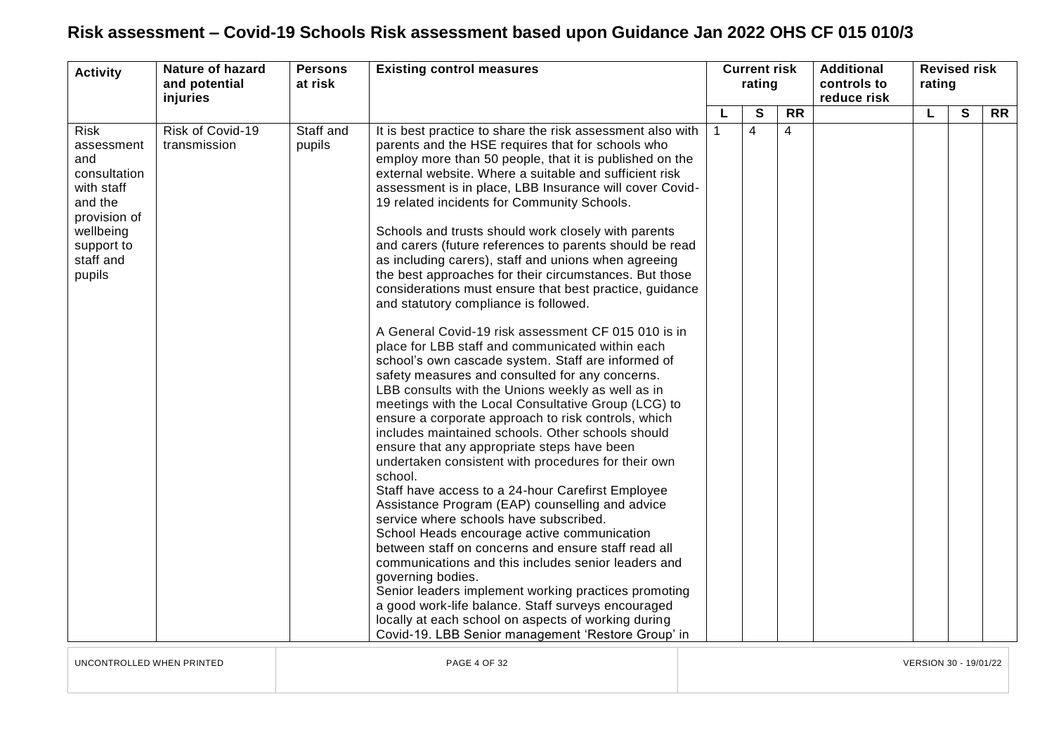# Risk assessment – Covid-19 Schools Risk assessment based upon Guidance Jan 2022 OHS CF 015 010/3

| Activity | Nature of hazard and potential injuries | Persons at risk | Existing control measures | Current risk rating | | | Additional controls to reduce risk | Revised risk rating | | |
|---|---|---|---|---|---|---|---|---|---|---|
| | | | | L | S | RR | | L | S | RR |
| Risk assessment and consultation with staff and the provision of wellbeing support to staff and pupils | Risk of Covid-19 transmission | Staff and pupils | It is best practice to share the risk assessment also with parents and the HSE requires that for schools who employ more than 50 people, that it is published on the external website. Where a suitable and sufficient risk assessment is in place, LBB Insurance will cover Covid-19 related incidents for Community Schools.<br><br>Schools and trusts should work closely with parents and carers (future references to parents should be read as including carers), staff and unions when agreeing the best approaches for their circumstances. But those considerations must ensure that best practice, guidance and statutory compliance is followed.<br><br>A General Covid-19 risk assessment CF 015 010 is in place for LBB staff and communicated within each school's own cascade system. Staff are informed of safety measures and consulted for any concerns.<br>LBB consults with the Unions weekly as well as in meetings with the Local Consultative Group (LCG) to ensure a corporate approach to risk controls, which includes maintained schools. Other schools should ensure that any appropriate steps have been undertaken consistent with procedures for their own school.<br>Staff have access to a 24-hour Carefirst Employee Assistance Program (EAP) counselling and advice service where schools have subscribed.<br>School Heads encourage active communication between staff on concerns and ensure staff read all communications and this includes senior leaders and governing bodies.<br>Senior leaders implement working practices promoting a good work-life balance. Staff surveys encouraged locally at each school on aspects of working during Covid-19. LBB Senior management 'Restore Group' in | 1 | 4 | 4 | | | | |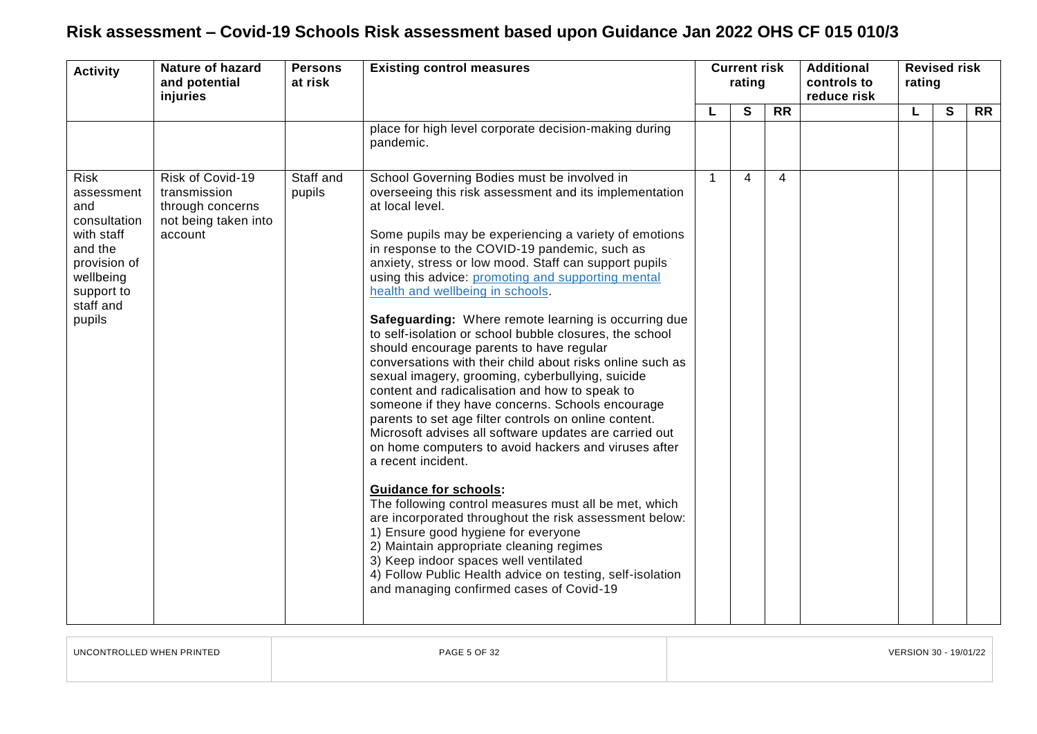# Risk assessment – Covid-19 Schools Risk assessment based upon Guidance Jan 2022 OHS CF 015 010/3

| Activity | Nature of hazard and potential injuries | Persons at risk | Existing control measures | Current risk rating | | | Additional controls to reduce risk | Revised risk rating | | |
|---|---|---|---|---|---|---|---|---|---|---|
| | | | | L | S | RR | | L | S | RR |
| | | | place for high level corporate decision-making during pandemic. | | | | | | | |
| Risk assessment and consultation with staff and the provision of wellbeing support to staff and pupils | Risk of Covid-19 transmission through concerns not being taken into account | Staff and pupils | School Governing Bodies must be involved in overseeing this risk assessment and its implementation at local level.<br><br>Some pupils may be experiencing a variety of emotions in response to the COVID-19 pandemic, such as anxiety, stress or low mood. Staff can support pupils using this advice: promoting and supporting mental health and wellbeing in schools.<br><br>**Safeguarding:** Where remote learning is occurring due to self-isolation or school bubble closures, the school should encourage parents to have regular conversations with their child about risks online such as sexual imagery, grooming, cyberbullying, suicide content and radicalisation and how to speak to someone if they have concerns. Schools encourage parents to set age filter controls on online content. Microsoft advises all software updates are carried out on home computers to avoid hackers and viruses after a recent incident.<br><br>**Guidance for schools:**<br>The following control measures must all be met, which are incorporated throughout the risk assessment below:<br>1) Ensure good hygiene for everyone<br>2) Maintain appropriate cleaning regimes<br>3) Keep indoor spaces well ventilated<br>4) Follow Public Health advice on testing, self-isolation and managing confirmed cases of Covid-19 | 1 | 4 | 4 | | | | |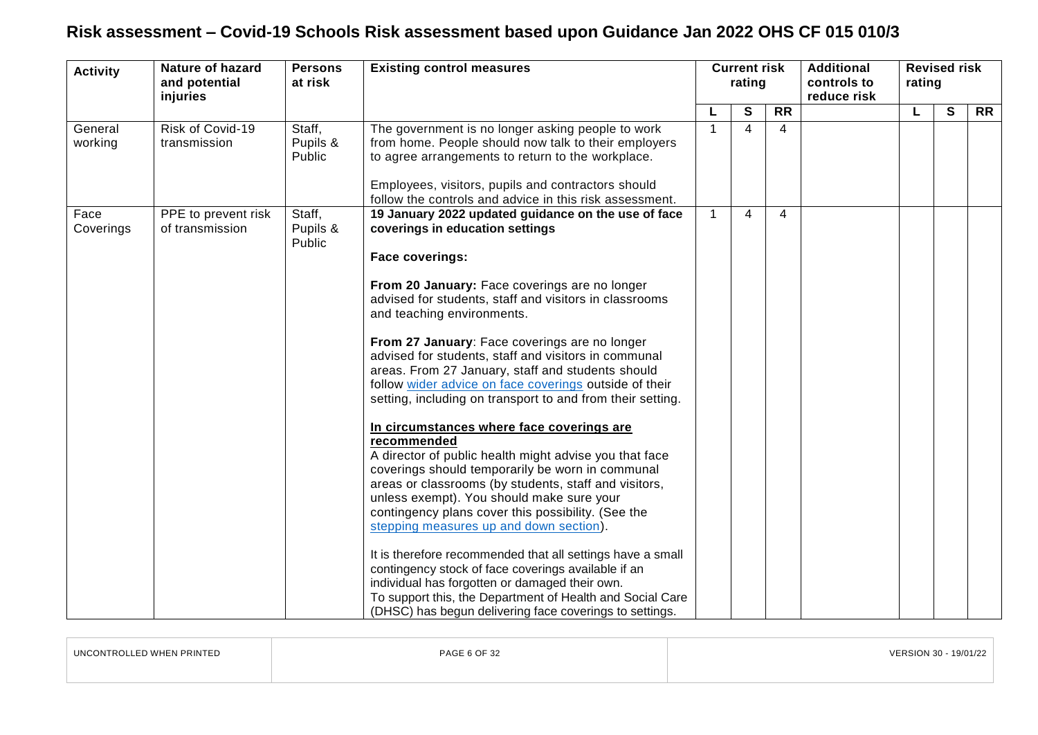# Risk assessment – Covid-19 Schools Risk assessment based upon Guidance Jan 2022 OHS CF 015 010/3

| Activity | Nature of hazard and potential injuries | Persons at risk | Existing control measures | Current risk rating | | | Additional controls to reduce risk | Revised risk rating | | |
|---|---|---|---|---|---|---|---|---|---|---|
| | | | | L | S | RR | | L | S | RR |
| General working | Risk of Covid-19 transmission | Staff, Pupils & Public | The government is no longer asking people to work from home. People should now talk to their employers to agree arrangements to return to the workplace.<br><br>Employees, visitors, pupils and contractors should follow the controls and advice in this risk assessment. | 1 | 4 | 4 | | | | |
| Face Coverings | PPE to prevent risk of transmission | Staff, Pupils & Public | **19 January 2022 updated guidance on the use of face coverings in education settings**<br><br>**Face coverings:**<br><br>**From 20 January:** Face coverings are no longer advised for students, staff and visitors in classrooms and teaching environments.<br><br>**From 27 January**: Face coverings are no longer advised for students, staff and visitors in communal areas. From 27 January, staff and students should follow wider advice on face coverings outside of their setting, including on transport to and from their setting.<br><br>**<u>In circumstances where face coverings are recommended</u>**<br>A director of public health might advise you that face coverings should temporarily be worn in communal areas or classrooms (by students, staff and visitors, unless exempt). You should make sure your contingency plans cover this possibility. (See the stepping measures up and down section).<br><br>It is therefore recommended that all settings have a small contingency stock of face coverings available if an individual has forgotten or damaged their own.<br>To support this, the Department of Health and Social Care (DHSC) has begun delivering face coverings to settings. | 1 | 4 | 4 | | | | |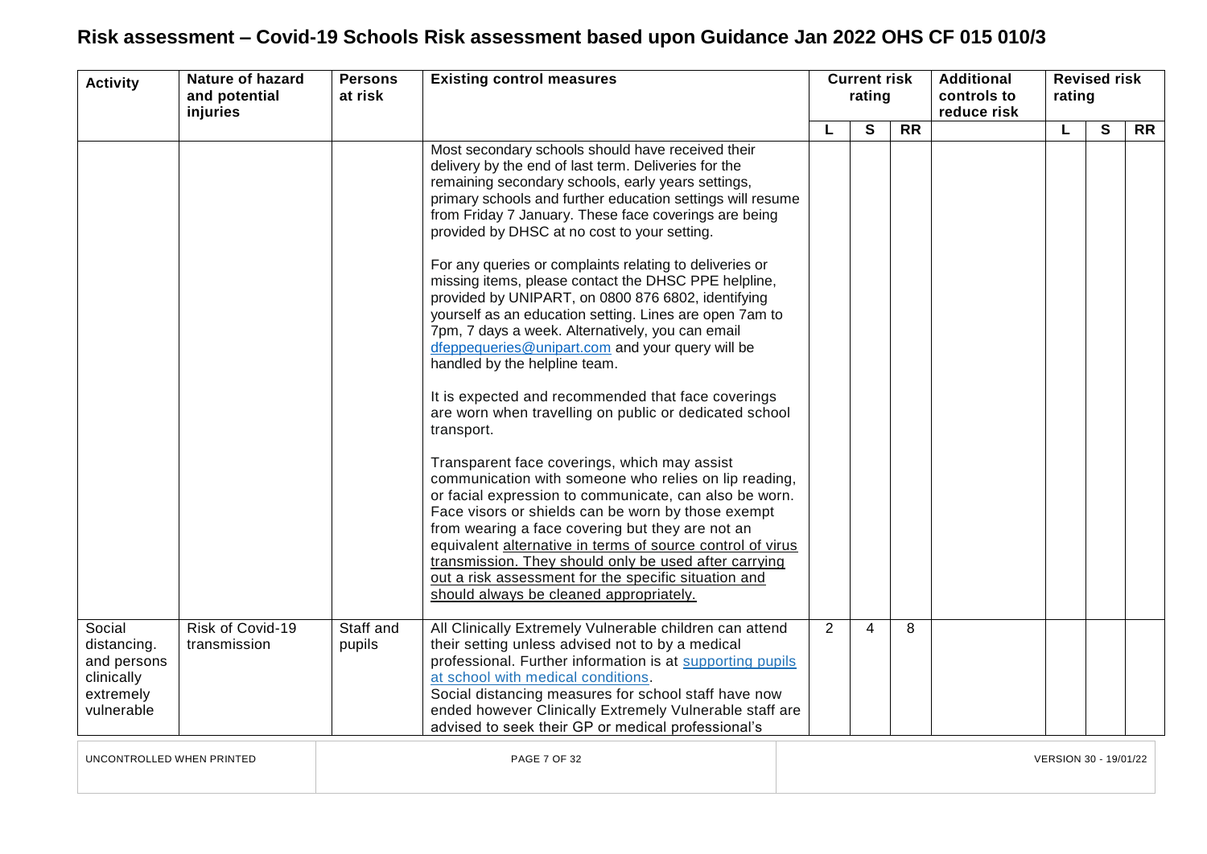# Risk assessment – Covid-19 Schools Risk assessment based upon Guidance Jan 2022 OHS CF 015 010/3

| Activity | Nature of hazard and potential injuries | Persons at risk | Existing control measures | Current risk rating | | | Additional controls to reduce risk | Revised risk rating | | |
|---|---|---|---|---|---|---|---|---|---|---|
| | | | | L | S | RR | | L | S | RR |
| | | | Most secondary schools should have received their delivery by the end of last term. Deliveries for the remaining secondary schools, early years settings, primary schools and further education settings will resume from Friday 7 January. These face coverings are being provided by DHSC at no cost to your setting.<br><br>For any queries or complaints relating to deliveries or missing items, please contact the DHSC PPE helpline, provided by UNIPART, on 0800 876 6802, identifying yourself as an education setting. Lines are open 7am to 7pm, 7 days a week. Alternatively, you can email dfeppequeries@unipart.com and your query will be handled by the helpline team.<br><br>It is expected and recommended that face coverings are worn when travelling on public or dedicated school transport.<br><br>Transparent face coverings, which may assist communication with someone who relies on lip reading, or facial expression to communicate, can also be worn. Face visors or shields can be worn by those exempt from wearing a face covering but they are not an equivalent alternative in terms of source control of virus transmission. They should only be used after carrying out a risk assessment for the specific situation and should always be cleaned appropriately. | | | | | | | |
| Social distancing. and persons clinically extremely vulnerable | Risk of Covid-19 transmission | Staff and pupils | All Clinically Extremely Vulnerable children can attend their setting unless advised not to by a medical professional. Further information is at supporting pupils at school with medical conditions.<br>Social distancing measures for school staff have now ended however Clinically Extremely Vulnerable staff are advised to seek their GP or medical professional's | 2 | 4 | 8 | | | | |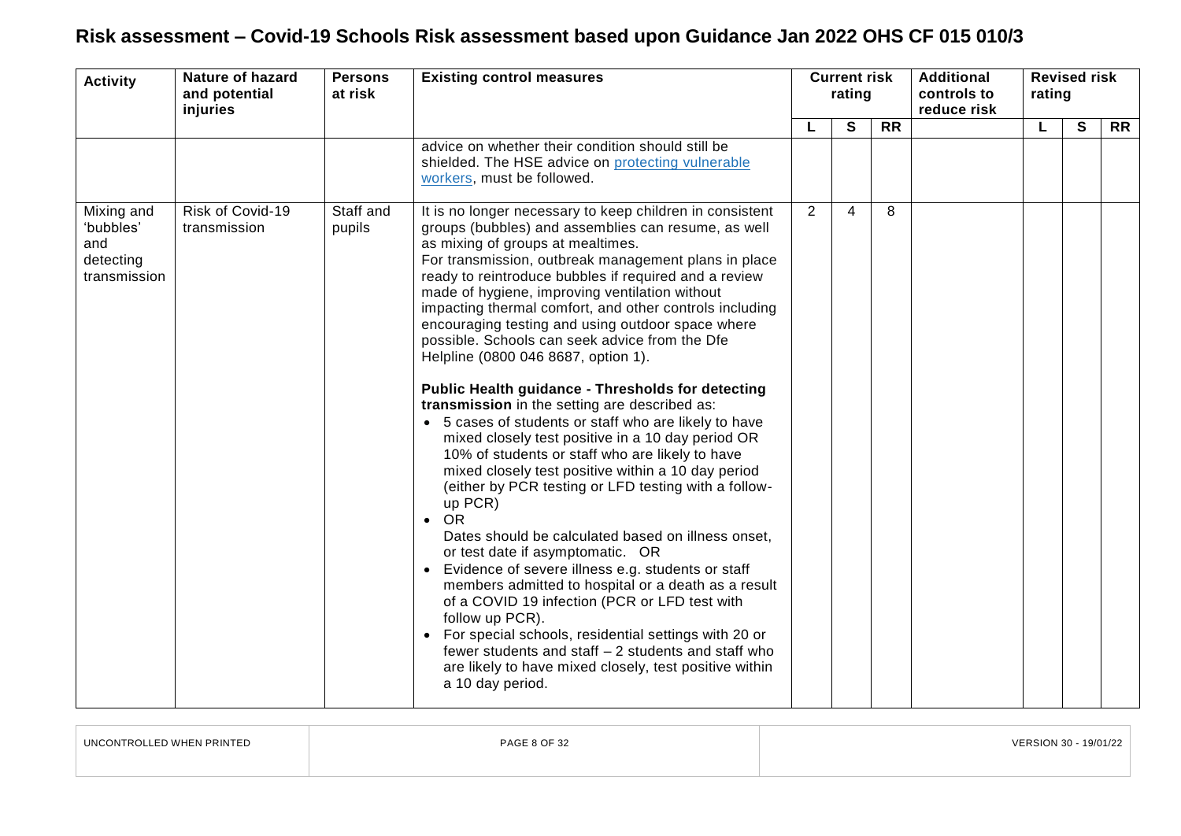# Risk assessment – Covid-19 Schools Risk assessment based upon Guidance Jan 2022 OHS CF 015 010/3

| Activity | Nature of hazard and potential injuries | Persons at risk | Existing control measures | Current risk rating | | | Additional controls to reduce risk | Revised risk rating | | |
|---|---|---|---|---|---|---|---|---|---|---|
| | | | | L | S | RR | | L | S | RR |
| | | | advice on whether their condition should still be shielded. The HSE advice on protecting vulnerable workers, must be followed. | | | | | | | |
| Mixing and 'bubbles' and detecting transmission | Risk of Covid-19 transmission | Staff and pupils | It is no longer necessary to keep children in consistent groups (bubbles) and assemblies can resume, as well as mixing of groups at mealtimes.<br>For transmission, outbreak management plans in place ready to reintroduce bubbles if required and a review made of hygiene, improving ventilation without impacting thermal comfort, and other controls including encouraging testing and using outdoor space where possible. Schools can seek advice from the Dfe Helpline (0800 046 8687, option 1).<br><br>**Public Health guidance - Thresholds for detecting transmission** in the setting are described as:<br>• 5 cases of students or staff who are likely to have mixed closely test positive in a 10 day period OR 10% of students or staff who are likely to have mixed closely test positive within a 10 day period (either by PCR testing or LFD testing with a follow-up PCR)<br>• OR<br>Dates should be calculated based on illness onset, or test date if asymptomatic. OR<br>• Evidence of severe illness e.g. students or staff members admitted to hospital or a death as a result of a COVID 19 infection (PCR or LFD test with follow up PCR).<br>• For special schools, residential settings with 20 or fewer students and staff – 2 students and staff who are likely to have mixed closely, test positive within a 10 day period. | 2 | 4 | 8 | | | | |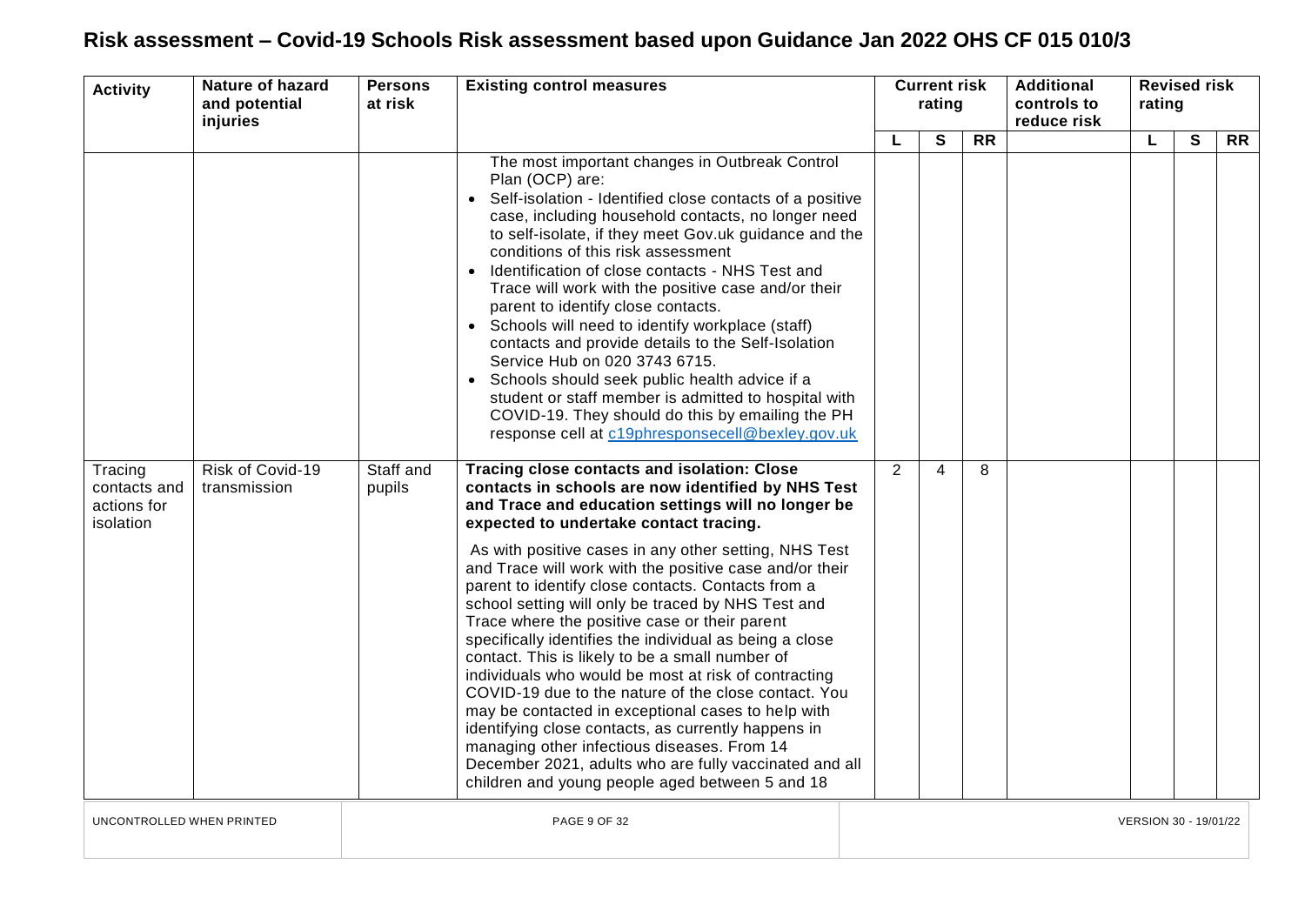# Risk assessment – Covid-19 Schools Risk assessment based upon Guidance Jan 2022 OHS CF 015 010/3

| Activity | Nature of hazard and potential injuries | Persons at risk | Existing control measures | Current risk rating | | | Additional controls to reduce risk | Revised risk rating | | |
|---|---|---|---|---|---|---|---|---|---|---|
| | | | | L | S | RR | | L | S | RR |
| | | | The most important changes in Outbreak Control Plan (OCP) are:<br>• Self-isolation - Identified close contacts of a positive case, including household contacts, no longer need to self-isolate, if they meet Gov.uk guidance and the conditions of this risk assessment<br>• Identification of close contacts - NHS Test and Trace will work with the positive case and/or their parent to identify close contacts.<br>• Schools will need to identify workplace (staff) contacts and provide details to the Self-Isolation Service Hub on 020 3743 6715.<br>• Schools should seek public health advice if a student or staff member is admitted to hospital with COVID-19. They should do this by emailing the PH response cell at c19phresponsecell@bexley.gov.uk | | | | | | | |
| Tracing contacts and actions for isolation | Risk of Covid-19 transmission | Staff and pupils | **Tracing close contacts and isolation: Close contacts in schools are now identified by NHS Test and Trace and education settings will no longer be expected to undertake contact tracing.**<br><br>As with positive cases in any other setting, NHS Test and Trace will work with the positive case and/or their parent to identify close contacts. Contacts from a school setting will only be traced by NHS Test and Trace where the positive case or their parent specifically identifies the individual as being a close contact. This is likely to be a small number of individuals who would be most at risk of contracting COVID-19 due to the nature of the close contact. You may be contacted in exceptional cases to help with identifying close contacts, as currently happens in managing other infectious diseases. From 14 December 2021, adults who are fully vaccinated and all children and young people aged between 5 and 18 | 2 | 4 | 8 | | | | |

UNCONTROLLED WHEN PRINTED

VERSION 30 - 19/01/22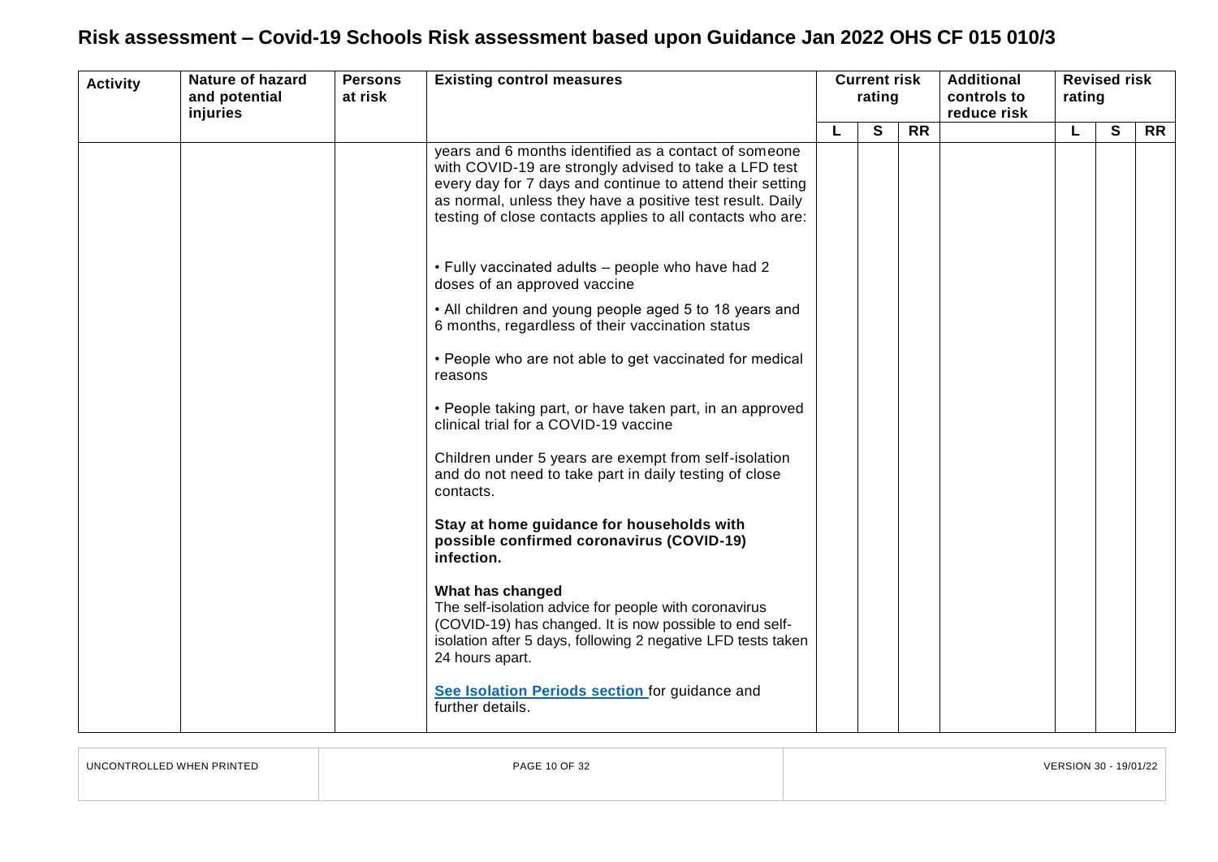# Risk assessment – Covid-19 Schools Risk assessment based upon Guidance Jan 2022 OHS CF 015 010/3

| Activity | Nature of hazard and potential injuries | Persons at risk | Existing control measures | Current risk rating | | | Additional controls to reduce risk | Revised risk rating | | |
|---|---|---|---|---|---|---|---|---|---|---|
| | | | | L | S | RR | | L | S | RR |
| | | | years and 6 months identified as a contact of someone with COVID-19 are strongly advised to take a LFD test every day for 7 days and continue to attend their setting as normal, unless they have a positive test result. Daily testing of close contacts applies to all contacts who are:<br><br>• Fully vaccinated adults – people who have had 2 doses of an approved vaccine<br><br>• All children and young people aged 5 to 18 years and 6 months, regardless of their vaccination status<br><br>• People who are not able to get vaccinated for medical reasons<br><br>• People taking part, or have taken part, in an approved clinical trial for a COVID-19 vaccine<br><br>Children under 5 years are exempt from self-isolation and do not need to take part in daily testing of close contacts.<br><br>**Stay at home guidance for households with possible confirmed coronavirus (COVID-19) infection.**<br><br>**What has changed**<br>The self-isolation advice for people with coronavirus (COVID-19) has changed. It is now possible to end self-isolation after 5 days, following 2 negative LFD tests taken 24 hours apart.<br><br>**See Isolation Periods section** for guidance and further details. | | | | | | | |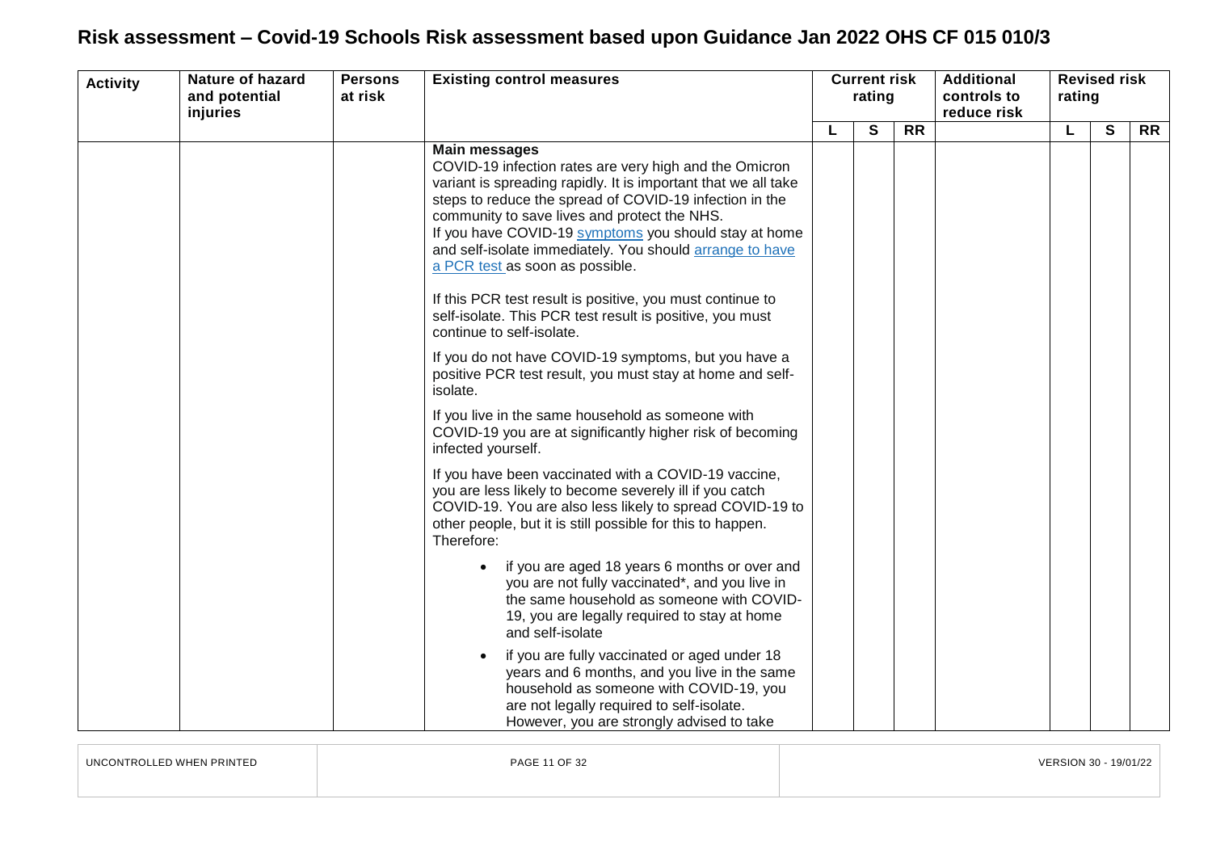# Risk assessment – Covid-19 Schools Risk assessment based upon Guidance Jan 2022 OHS CF 015 010/3

| Activity | Nature of hazard and potential injuries | Persons at risk | Existing control measures | Current risk rating | | | Additional controls to reduce risk | Revised risk rating | | |
|---|---|---|---|---|---|---|---|---|---|---|
| | | | | L | S | RR | | L | S | RR |
| | | | **Main messages**<br>COVID-19 infection rates are very high and the Omicron variant is spreading rapidly. It is important that we all take steps to reduce the spread of COVID-19 infection in the community to save lives and protect the NHS.<br>If you have COVID-19 symptoms you should stay at home and self-isolate immediately. You should arrange to have a PCR test as soon as possible.<br><br>If this PCR test result is positive, you must continue to self-isolate. This PCR test result is positive, you must continue to self-isolate.<br><br>If you do not have COVID-19 symptoms, but you have a positive PCR test result, you must stay at home and self-isolate.<br><br>If you live in the same household as someone with COVID-19 you are at significantly higher risk of becoming infected yourself.<br><br>If you have been vaccinated with a COVID-19 vaccine, you are less likely to become severely ill if you catch COVID-19. You are also less likely to spread COVID-19 to other people, but it is still possible for this to happen. Therefore:<br><br>• if you are aged 18 years 6 months or over and you are not fully vaccinated*, and you live in the same household as someone with COVID-19, you are legally required to stay at home and self-isolate<br><br>• if you are fully vaccinated or aged under 18 years and 6 months, and you live in the same household as someone with COVID-19, you are not legally required to self-isolate. However, you are strongly advised to take | | | | | | | |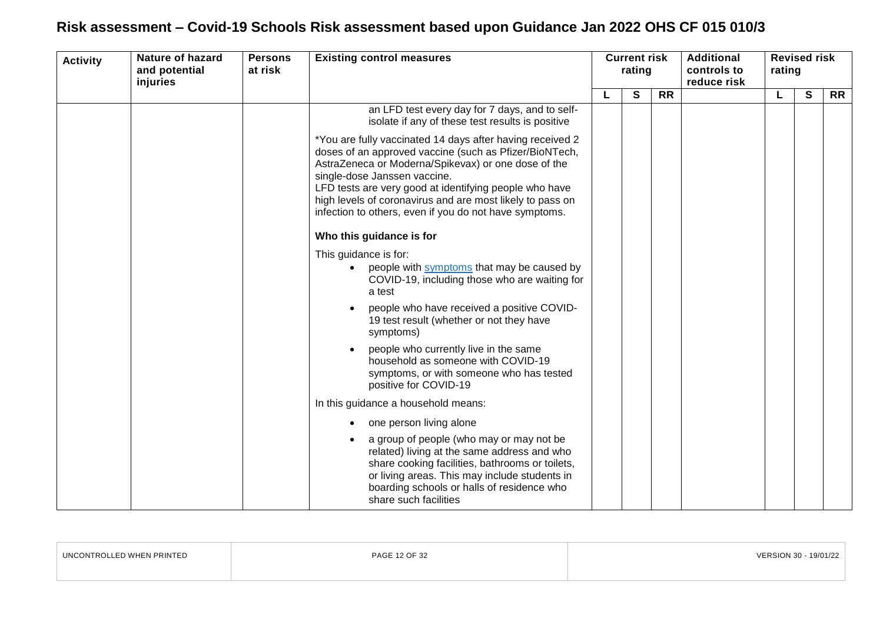# Risk assessment – Covid-19 Schools Risk assessment based upon Guidance Jan 2022 OHS CF 015 010/3

| Activity | Nature of hazard and potential injuries | Persons at risk | Existing control measures | Current risk rating | | | Additional controls to reduce risk | Revised risk rating | | |
|---|---|---|---|---|---|---|---|---|---|---|
| | | | | L | S | RR | | L | S | RR |
| | | | an LFD test every day for 7 days, and to self-isolate if any of these test results is positive<br><br>*You are fully vaccinated 14 days after having received 2 doses of an approved vaccine (such as Pfizer/BioNTech, AstraZeneca or Moderna/Spikevax) or one dose of the single-dose Janssen vaccine.<br>LFD tests are very good at identifying people who have high levels of coronavirus and are most likely to pass on infection to others, even if you do not have symptoms.<br><br>**Who this guidance is for**<br><br>This guidance is for:<br>• people with symptoms that may be caused by COVID-19, including those who are waiting for a test<br>• people who have received a positive COVID-19 test result (whether or not they have symptoms)<br>• people who currently live in the same household as someone with COVID-19 symptoms, or with someone who has tested positive for COVID-19<br><br>In this guidance a household means:<br>• one person living alone<br>• a group of people (who may or may not be related) living at the same address and who share cooking facilities, bathrooms or toilets, or living areas. This may include students in boarding schools or halls of residence who share such facilities | | | | | | | |

UNCONTROLLED WHEN PRINTED | VERSION 30 - 19/01/22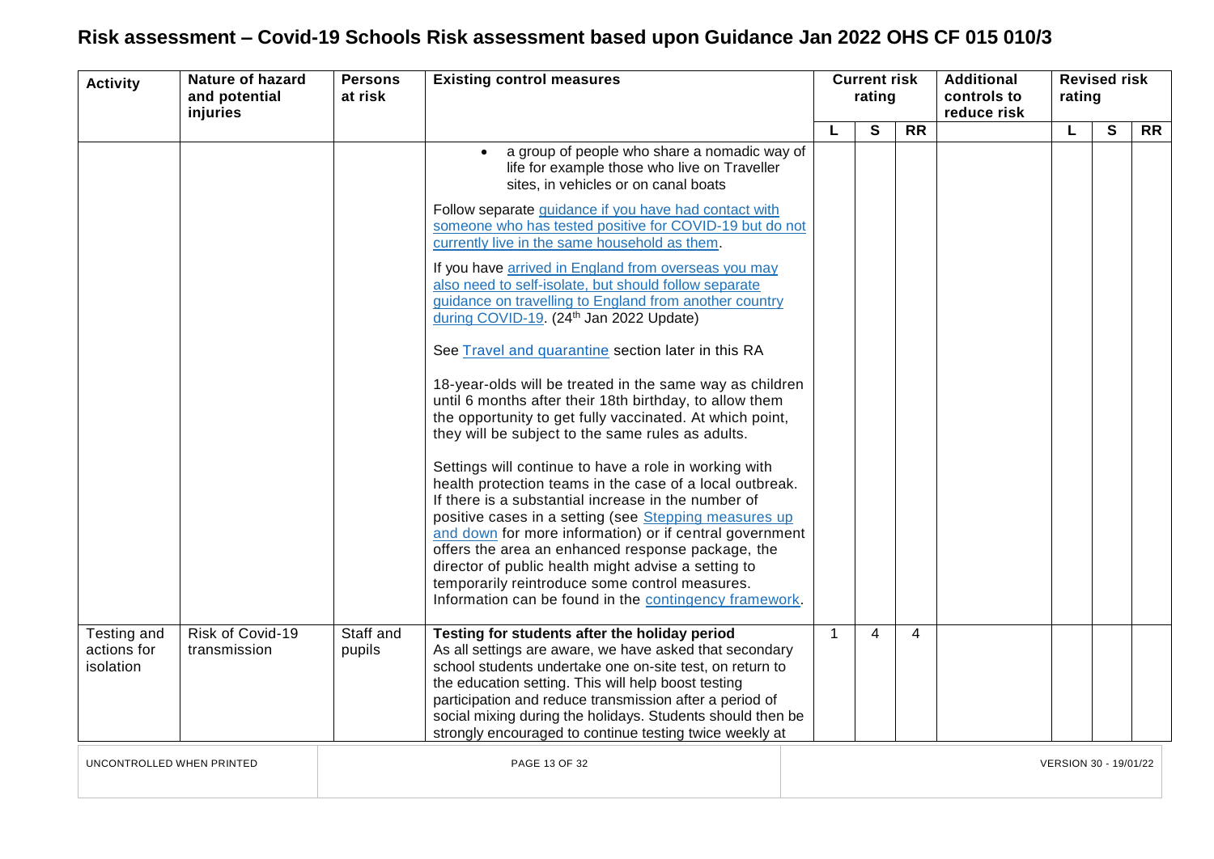# Risk assessment – Covid-19 Schools Risk assessment based upon Guidance Jan 2022 OHS CF 015 010/3

| Activity | Nature of hazard and potential injuries | Persons at risk | Existing control measures | Current risk rating | | | Additional controls to reduce risk | Revised risk rating | | |
|---|---|---|---|---|---|---|---|---|---|---|
| | | | | L | S | RR | | L | S | RR |
| | | | • a group of people who share a nomadic way of life for example those who live on Traveller sites, in vehicles or on canal boats<br><br>Follow separate guidance if you have had contact with someone who has tested positive for COVID-19 but do not currently live in the same household as them.<br><br>If you have arrived in England from overseas you may also need to self-isolate, but should follow separate guidance on travelling to England from another country during COVID-19. (24th Jan 2022 Update)<br><br>See Travel and quarantine section later in this RA<br><br>18-year-olds will be treated in the same way as children until 6 months after their 18th birthday, to allow them the opportunity to get fully vaccinated. At which point, they will be subject to the same rules as adults.<br><br>Settings will continue to have a role in working with health protection teams in the case of a local outbreak. If there is a substantial increase in the number of positive cases in a setting (see Stepping measures up and down for more information) or if central government offers the area an enhanced response package, the director of public health might advise a setting to temporarily reintroduce some control measures. Information can be found in the contingency framework. | | | | | | | |
| Testing and actions for isolation | Risk of Covid-19 transmission | Staff and pupils | **Testing for students after the holiday period**<br>As all settings are aware, we have asked that secondary school students undertake one on-site test, on return to the education setting. This will help boost testing participation and reduce transmission after a period of social mixing during the holidays. Students should then be strongly encouraged to continue testing twice weekly at | 1 | 4 | 4 | | | | |

UNCONTROLLED WHEN PRINTED | VERSION 30 - 19/01/22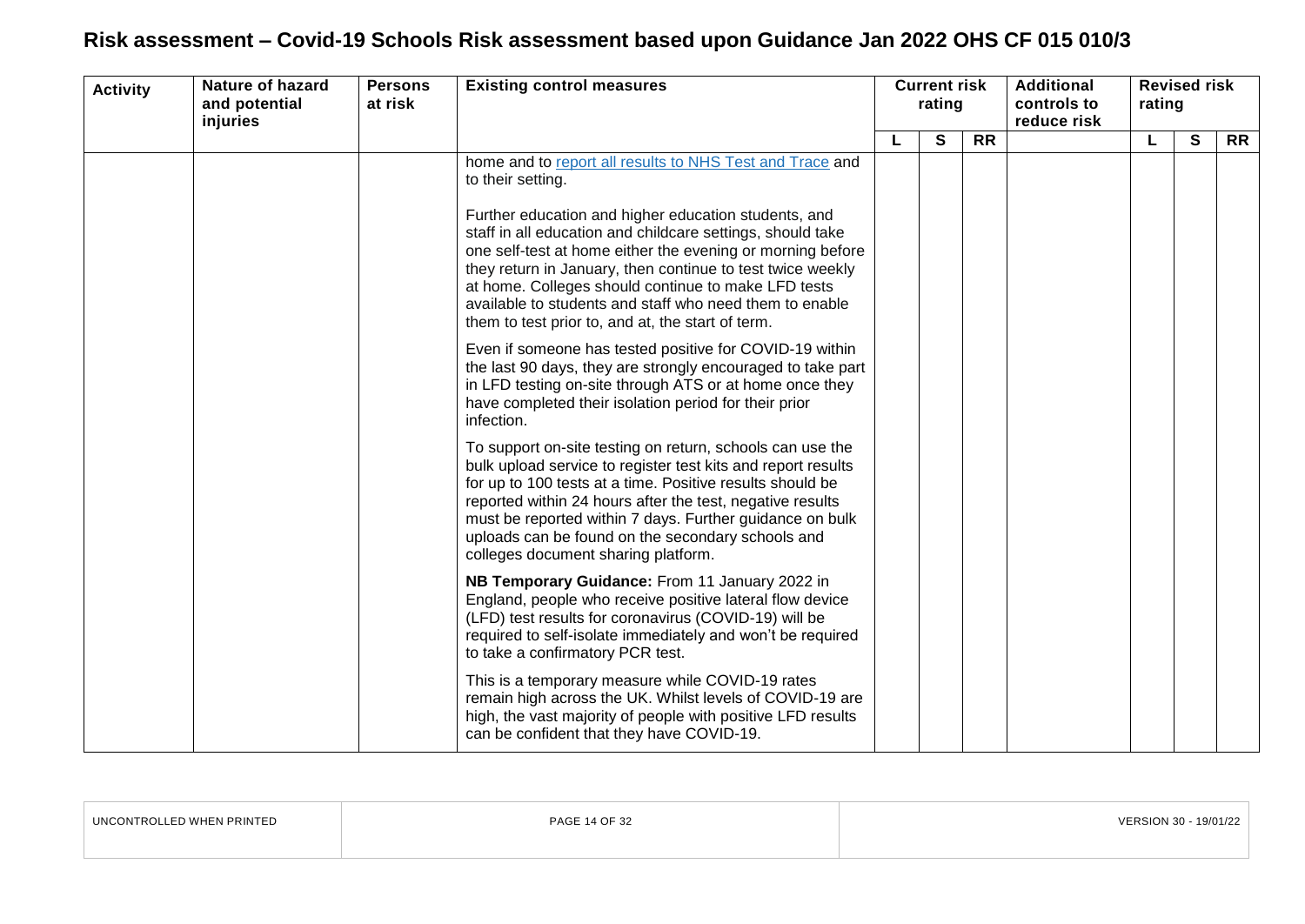# Risk assessment – Covid-19 Schools Risk assessment based upon Guidance Jan 2022 OHS CF 015 010/3

| Activity | Nature of hazard and potential injuries | Persons at risk | Existing control measures | Current risk rating | | | Additional controls to reduce risk | Revised risk rating | | |
|---|---|---|---|---|---|---|---|---|---|---|
| | | | | L | S | RR | | L | S | RR |
| | | | home and to report all results to NHS Test and Trace and to their setting.<br><br>Further education and higher education students, and staff in all education and childcare settings, should take one self-test at home either the evening or morning before they return in January, then continue to test twice weekly at home. Colleges should continue to make LFD tests available to students and staff who need them to enable them to test prior to, and at, the start of term.<br><br>Even if someone has tested positive for COVID-19 within the last 90 days, they are strongly encouraged to take part in LFD testing on-site through ATS or at home once they have completed their isolation period for their prior infection.<br><br>To support on-site testing on return, schools can use the bulk upload service to register test kits and report results for up to 100 tests at a time. Positive results should be reported within 24 hours after the test, negative results must be reported within 7 days. Further guidance on bulk uploads can be found on the secondary schools and colleges document sharing platform.<br><br>**NB Temporary Guidance:** From 11 January 2022 in England, people who receive positive lateral flow device (LFD) test results for coronavirus (COVID-19) will be required to self-isolate immediately and won't be required to take a confirmatory PCR test.<br><br>This is a temporary measure while COVID-19 rates remain high across the UK. Whilst levels of COVID-19 are high, the vast majority of people with positive LFD results can be confident that they have COVID-19. | | | | | | | |

UNCONTROLLED WHEN PRINTED | VERSION 30 - 19/01/22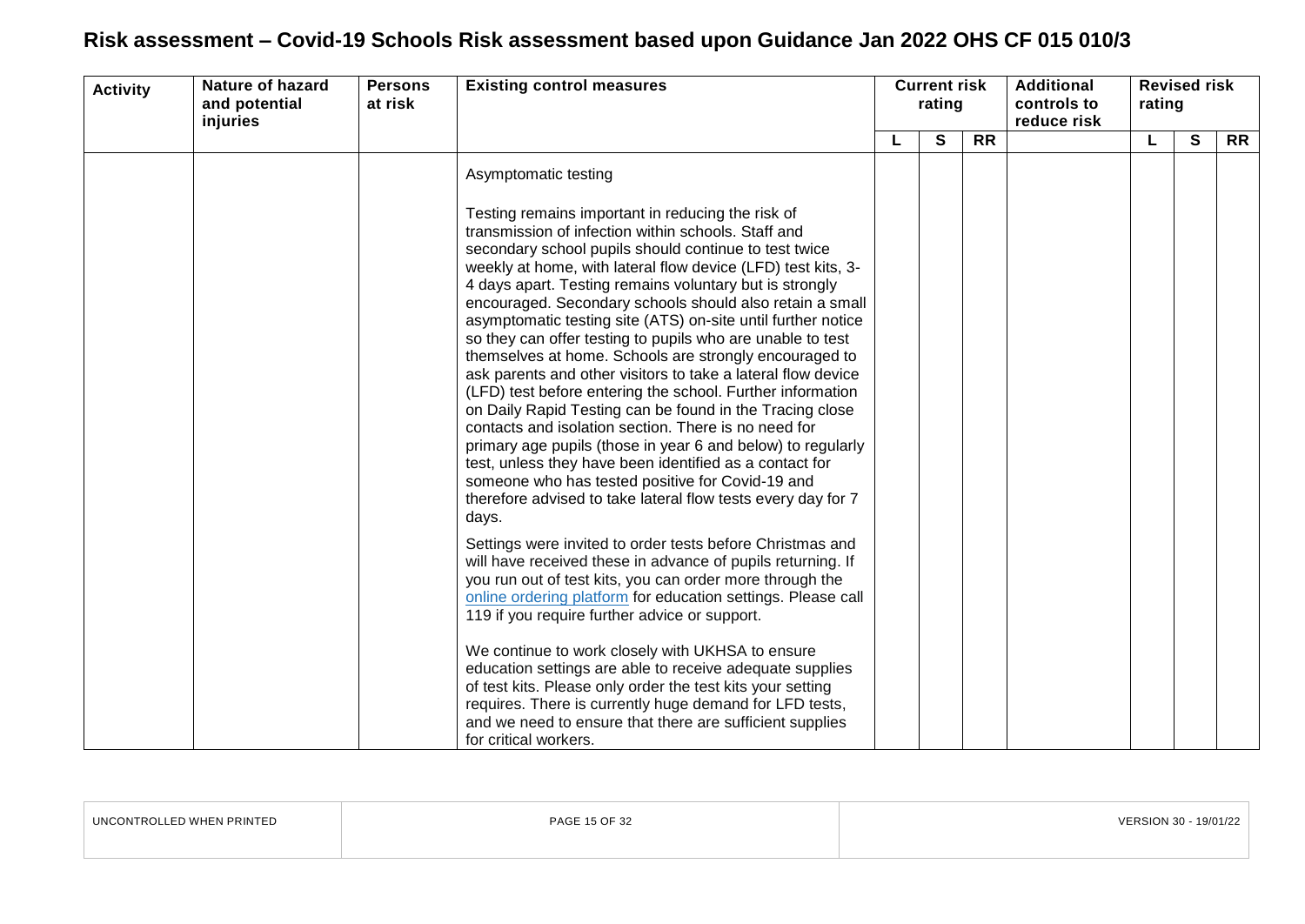# Risk assessment – Covid-19 Schools Risk assessment based upon Guidance Jan 2022 OHS CF 015 010/3

| Activity | Nature of hazard and potential injuries | Persons at risk | Existing control measures | Current risk rating | | | Additional controls to reduce risk | Revised risk rating | | |
|---|---|---|---|---|---|---|---|---|---|---|
| | | | | L | S | RR | | L | S | RR |
| | | | Asymptomatic testing<br><br>Testing remains important in reducing the risk of transmission of infection within schools. Staff and secondary school pupils should continue to test twice weekly at home, with lateral flow device (LFD) test kits, 3-4 days apart. Testing remains voluntary but is strongly encouraged. Secondary schools should also retain a small asymptomatic testing site (ATS) on-site until further notice so they can offer testing to pupils who are unable to test themselves at home. Schools are strongly encouraged to ask parents and other visitors to take a lateral flow device (LFD) test before entering the school. Further information on Daily Rapid Testing can be found in the Tracing close contacts and isolation section. There is no need for primary age pupils (those in year 6 and below) to regularly test, unless they have been identified as a contact for someone who has tested positive for Covid-19 and therefore advised to take lateral flow tests every day for 7 days.<br><br>Settings were invited to order tests before Christmas and will have received these in advance of pupils returning. If you run out of test kits, you can order more through the online ordering platform for education settings. Please call 119 if you require further advice or support.<br><br>We continue to work closely with UKHSA to ensure education settings are able to receive adequate supplies of test kits. Please only order the test kits your setting requires. There is currently huge demand for LFD tests, and we need to ensure that there are sufficient supplies for critical workers. | | | | | | | |

UNCONTROLLED WHEN PRINTED | VERSION 30 - 19/01/22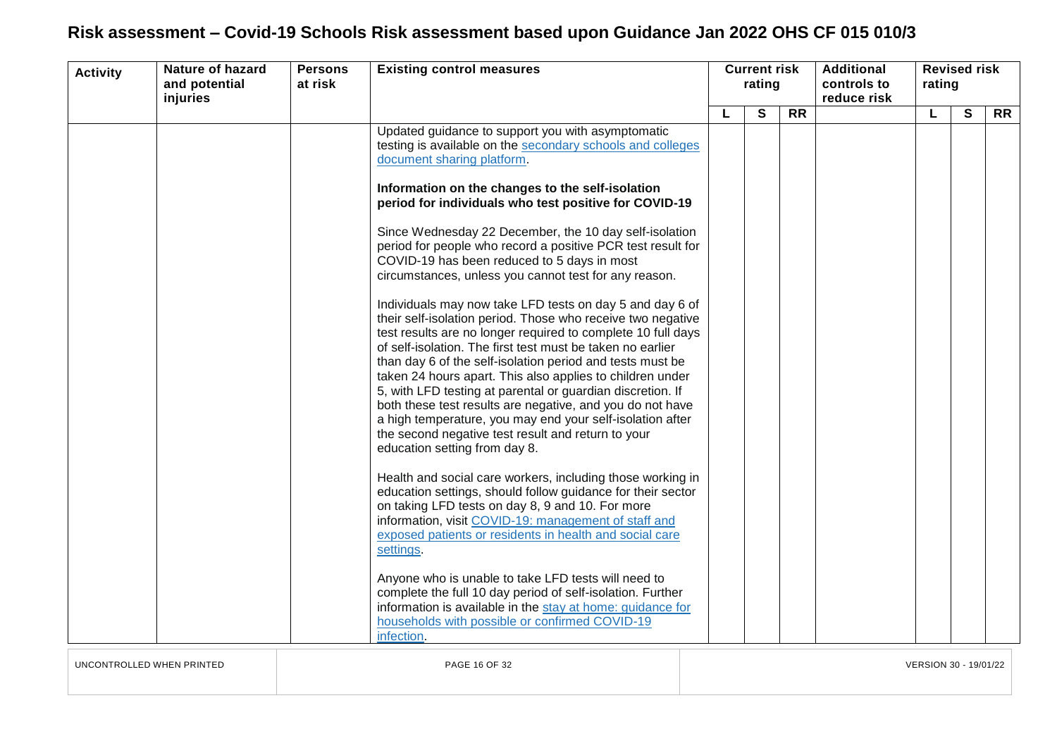# Risk assessment – Covid-19 Schools Risk assessment based upon Guidance Jan 2022 OHS CF 015 010/3

| Activity | Nature of hazard and potential injuries | Persons at risk | Existing control measures | Current risk rating | | | Additional controls to reduce risk | Revised risk rating | | |
|---|---|---|---|---|---|---|---|---|---|---|
| | | | | L | S | RR | | L | S | RR |
| | | | Updated guidance to support you with asymptomatic testing is available on the secondary schools and colleges document sharing platform.<br><br>**Information on the changes to the self-isolation period for individuals who test positive for COVID-19**<br><br>Since Wednesday 22 December, the 10 day self-isolation period for people who record a positive PCR test result for COVID-19 has been reduced to 5 days in most circumstances, unless you cannot test for any reason.<br><br>Individuals may now take LFD tests on day 5 and day 6 of their self-isolation period. Those who receive two negative test results are no longer required to complete 10 full days of self-isolation. The first test must be taken no earlier than day 6 of the self-isolation period and tests must be taken 24 hours apart. This also applies to children under 5, with LFD testing at parental or guardian discretion. If both these test results are negative, and you do not have a high temperature, you may end your self-isolation after the second negative test result and return to your education setting from day 8.<br><br>Health and social care workers, including those working in education settings, should follow guidance for their sector on taking LFD tests on day 8, 9 and 10. For more information, visit COVID-19: management of staff and exposed patients or residents in health and social care settings.<br><br>Anyone who is unable to take LFD tests will need to complete the full 10 day period of self-isolation. Further information is available in the stay at home: guidance for households with possible or confirmed COVID-19 infection. | | | | | | | |

UNCONTROLLED WHEN PRINTED

VERSION 30 - 19/01/22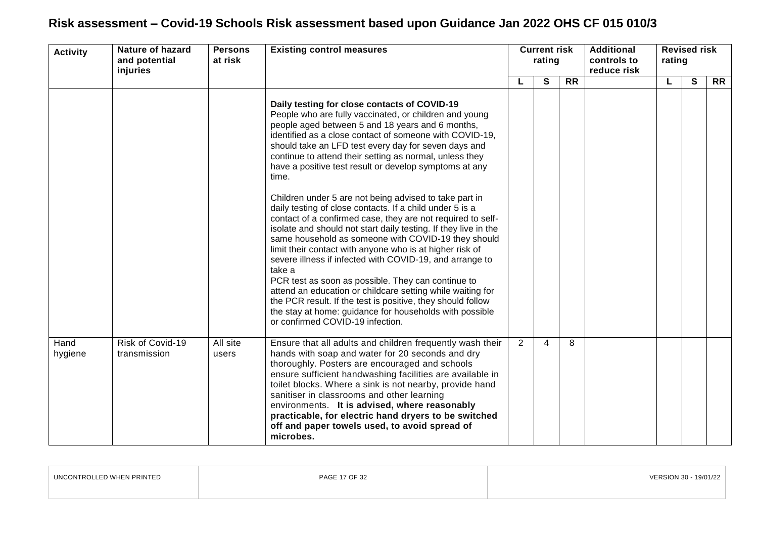# Risk assessment – Covid-19 Schools Risk assessment based upon Guidance Jan 2022 OHS CF 015 010/3

| Activity | Nature of hazard and potential injuries | Persons at risk | Existing control measures | Current risk rating | | | Additional controls to reduce risk | Revised risk rating | | |
|---|---|---|---|---|---|---|---|---|---|---|
| | | | | L | S | RR | | L | S | RR |
| | | | **Daily testing for close contacts of COVID-19**<br>People who are fully vaccinated, or children and young people aged between 5 and 18 years and 6 months, identified as a close contact of someone with COVID-19, should take an LFD test every day for seven days and continue to attend their setting as normal, unless they have a positive test result or develop symptoms at any time.<br><br>Children under 5 are not being advised to take part in daily testing of close contacts. If a child under 5 is a contact of a confirmed case, they are not required to self-isolate and should not start daily testing. If they live in the same household as someone with COVID-19 they should limit their contact with anyone who is at higher risk of severe illness if infected with COVID-19, and arrange to take a<br>PCR test as soon as possible. They can continue to attend an education or childcare setting while waiting for the PCR result. If the test is positive, they should follow the stay at home: guidance for households with possible or confirmed COVID-19 infection. | | | | | | | |
| Hand hygiene | Risk of Covid-19 transmission | All site users | Ensure that all adults and children frequently wash their hands with soap and water for 20 seconds and dry thoroughly. Posters are encouraged and schools ensure sufficient handwashing facilities are available in toilet blocks. Where a sink is not nearby, provide hand sanitiser in classrooms and other learning environments. **It is advised, where reasonably practicable, for electric hand dryers to be switched off and paper towels used, to avoid spread of microbes.** | 2 | 4 | 8 | | | | |

UNCONTROLLED WHEN PRINTED | VERSION 30 - 19/01/22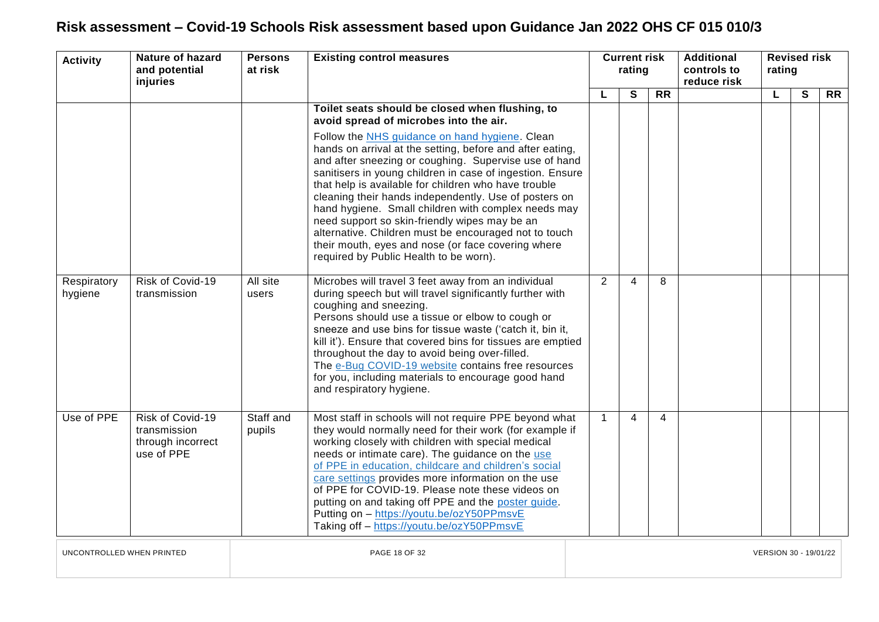# Risk assessment – Covid-19 Schools Risk assessment based upon Guidance Jan 2022 OHS CF 015 010/3

| Activity | Nature of hazard and potential injuries | Persons at risk | Existing control measures | Current risk rating | | | Additional controls to reduce risk | Revised risk rating | | |
|---|---|---|---|---|---|---|---|---|---|---|
| | | | | L | S | RR | | L | S | RR |
| | | | **Toilet seats should be closed when flushing, to avoid spread of microbes into the air.** Follow the NHS guidance on hand hygiene. Clean hands on arrival at the setting, before and after eating, and after sneezing or coughing. Supervise use of hand sanitisers in young children in case of ingestion. Ensure that help is available for children who have trouble cleaning their hands independently. Use of posters on hand hygiene. Small children with complex needs may need support so skin-friendly wipes may be an alternative. Children must be encouraged not to touch their mouth, eyes and nose (or face covering where required by Public Health to be worn). | | | | | | | |
| Respiratory hygiene | Risk of Covid-19 transmission | All site users | Microbes will travel 3 feet away from an individual during speech but will travel significantly further with coughing and sneezing. Persons should use a tissue or elbow to cough or sneeze and use bins for tissue waste ('catch it, bin it, kill it'). Ensure that covered bins for tissues are emptied throughout the day to avoid being over-filled. The e-Bug COVID-19 website contains free resources for you, including materials to encourage good hand and respiratory hygiene. | 2 | 4 | 8 | | | | |
| Use of PPE | Risk of Covid-19 transmission through incorrect use of PPE | Staff and pupils | Most staff in schools will not require PPE beyond what they would normally need for their work (for example if working closely with children with special medical needs or intimate care). The guidance on the use of PPE in education, childcare and children's social care settings provides more information on the use of PPE for COVID-19. Please note these videos on putting on and taking off PPE and the poster guide. Putting on – https://youtu.be/ozY50PPmsvE Taking off – https://youtu.be/ozY50PPmsvE | 1 | 4 | 4 | | | | |

UNCONTROLLED WHEN PRINTED

VERSION 30 - 19/01/22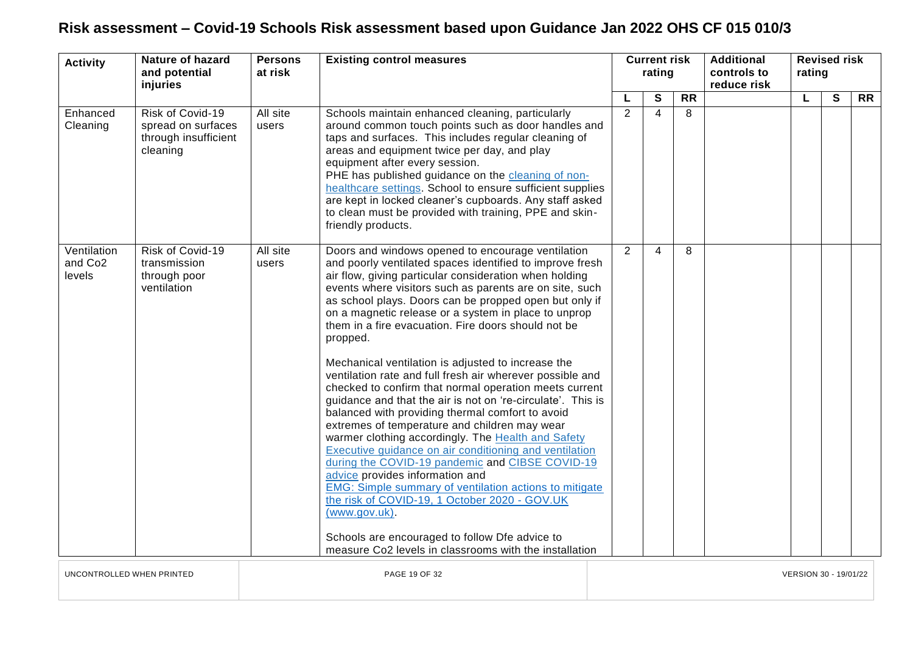# Risk assessment – Covid-19 Schools Risk assessment based upon Guidance Jan 2022 OHS CF 015 010/3

| Activity | Nature of hazard and potential injuries | Persons at risk | Existing control measures | Current risk rating | | | Additional controls to reduce risk | Revised risk rating | | |
|---|---|---|---|---|---|---|---|---|---|---|
| | | | | L | S | RR | | L | S | RR |
| Enhanced Cleaning | Risk of Covid-19 spread on surfaces through insufficient cleaning | All site users | Schools maintain enhanced cleaning, particularly around common touch points such as door handles and taps and surfaces. This includes regular cleaning of areas and equipment twice per day, and play equipment after every session. PHE has published guidance on the [cleaning of non-healthcare settings](). School to ensure sufficient supplies are kept in locked cleaner's cupboards. Any staff asked to clean must be provided with training, PPE and skin-friendly products. | 2 | 4 | 8 | | | | |
| Ventilation and $CO_2$ levels | Risk of Covid-19 transmission through poor ventilation | All site users | Doors and windows opened to encourage ventilation and poorly ventilated spaces identified to improve fresh air flow, giving particular consideration when holding events where visitors such as parents are on site, such as school plays. Doors can be propped open but only if on a magnetic release or a system in place to unprop them in a fire evacuation. Fire doors should not be propped.<br><br>Mechanical ventilation is adjusted to increase the ventilation rate and full fresh air wherever possible and checked to confirm that normal operation meets current guidance and that the air is not on 're-circulate'. This is balanced with providing thermal comfort to avoid extremes of temperature and children may wear warmer clothing accordingly. The [Health and Safety Executive guidance on air conditioning and ventilation during the COVID-19 pandemic]() and [CIBSE COVID-19 advice]() provides information and [EMG: Simple summary of ventilation actions to mitigate the risk of COVID-19, 1 October 2020 - GOV.UK (www.gov.uk)]().<br><br>Schools are encouraged to follow Dfe advice to measure $CO_2$ levels in classrooms with the installation | 2 | 4 | 8 | | | | |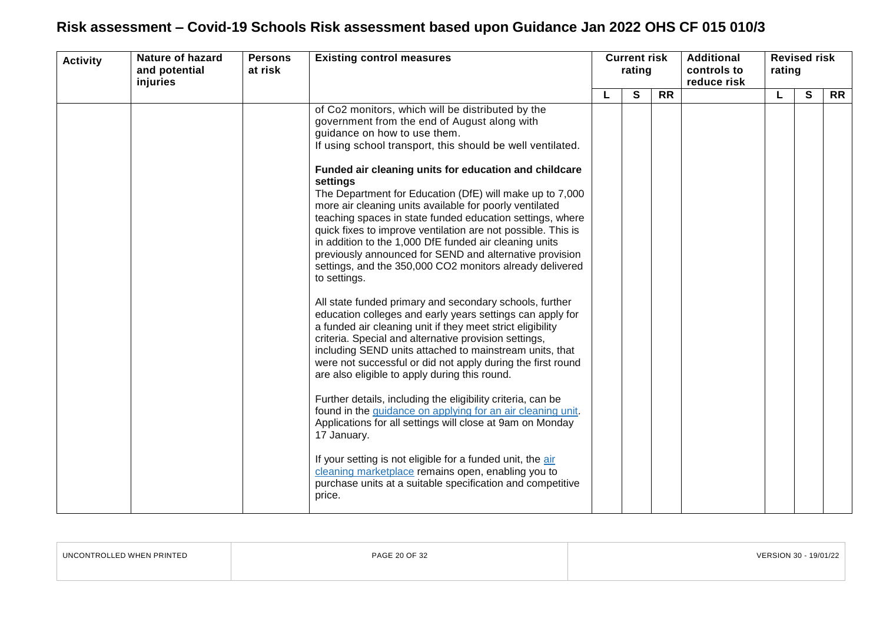# Risk assessment – Covid-19 Schools Risk assessment based upon Guidance Jan 2022 OHS CF 015 010/3

| Activity | Nature of hazard and potential injuries | Persons at risk | Existing control measures | Current risk rating | | | Additional controls to reduce risk | Revised risk rating | | |
|---|---|---|---|---|---|---|---|---|---|---|
| | | | | L | S | RR | | L | S | RR |
| | | | of Co2 monitors, which will be distributed by the government from the end of August along with guidance on how to use them.<br>If using school transport, this should be well ventilated.<br><br>**Funded air cleaning units for education and childcare settings**<br>The Department for Education (DfE) will make up to 7,000 more air cleaning units available for poorly ventilated teaching spaces in state funded education settings, where quick fixes to improve ventilation are not possible. This is in addition to the 1,000 DfE funded air cleaning units previously announced for SEND and alternative provision settings, and the 350,000 CO2 monitors already delivered to settings.<br><br>All state funded primary and secondary schools, further education colleges and early years settings can apply for a funded air cleaning unit if they meet strict eligibility criteria. Special and alternative provision settings, including SEND units attached to mainstream units, that were not successful or did not apply during the first round are also eligible to apply during this round.<br><br>Further details, including the eligibility criteria, can be found in the guidance on applying for an air cleaning unit. Applications for all settings will close at 9am on Monday 17 January.<br><br>If your setting is not eligible for a funded unit, the air cleaning marketplace remains open, enabling you to purchase units at a suitable specification and competitive price. | | | | | | | |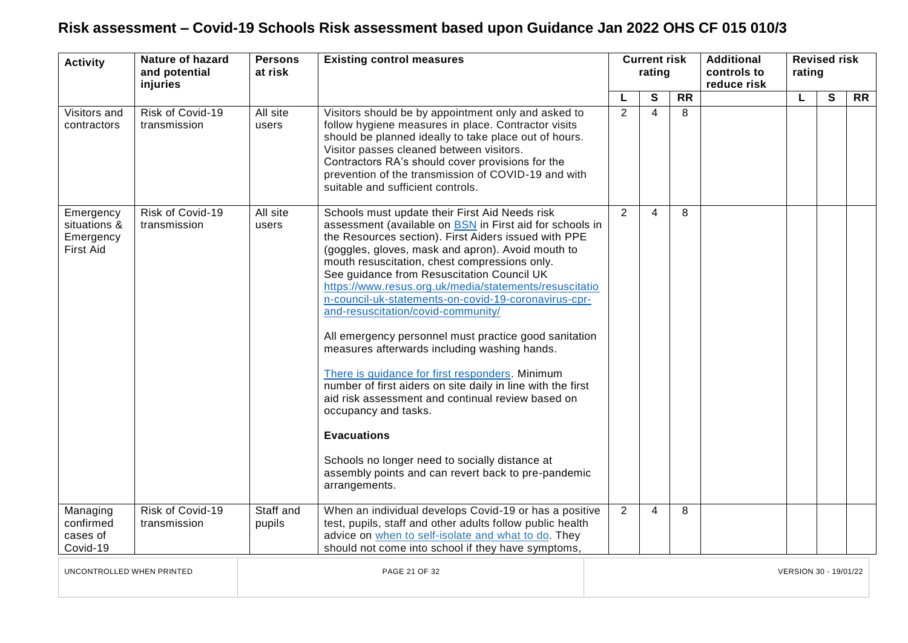# Risk assessment – Covid-19 Schools Risk assessment based upon Guidance Jan 2022 OHS CF 015 010/3

| Activity | Nature of hazard and potential injuries | Persons at risk | Existing control measures | Current risk rating | | | Additional controls to reduce risk | Revised risk rating | | |
|---|---|---|---|---|---|---|---|---|---|---|
| | | | | L | S | RR | | L | S | RR |
| Visitors and contractors | Risk of Covid-19 transmission | All site users | Visitors should be by appointment only and asked to follow hygiene measures in place. Contractor visits should be planned ideally to take place out of hours. Visitor passes cleaned between visitors. Contractors RA's should cover provisions for the prevention of the transmission of COVID-19 and with suitable and sufficient controls. | 2 | 4 | 8 | | | | |
| Emergency situations & Emergency First Aid | Risk of Covid-19 transmission | All site users | Schools must update their First Aid Needs risk assessment (available on BSN in First aid for schools in the Resources section). First Aiders issued with PPE (goggles, gloves, mask and apron). Avoid mouth to mouth resuscitation, chest compressions only. See guidance from Resuscitation Council UK https://www.resus.org.uk/media/statements/resuscitation-council-uk-statements-on-covid-19-coronavirus-cpr-and-resuscitation/covid-community/ <br><br> All emergency personnel must practice good sanitation measures afterwards including washing hands. <br><br> There is guidance for first responders. Minimum number of first aiders on site daily in line with the first aid risk assessment and continual review based on occupancy and tasks. <br><br> **Evacuations** <br><br> Schools no longer need to socially distance at assembly points and can revert back to pre-pandemic arrangements. | 2 | 4 | 8 | | | | |
| Managing confirmed cases of Covid-19 | Risk of Covid-19 transmission | Staff and pupils | When an individual develops Covid-19 or has a positive test, pupils, staff and other adults follow public health advice on when to self-isolate and what to do. They should not come into school if they have symptoms, | 2 | 4 | 8 | | | | |

UNCONTROLLED WHEN PRINTED — VERSION 30 - 19/01/22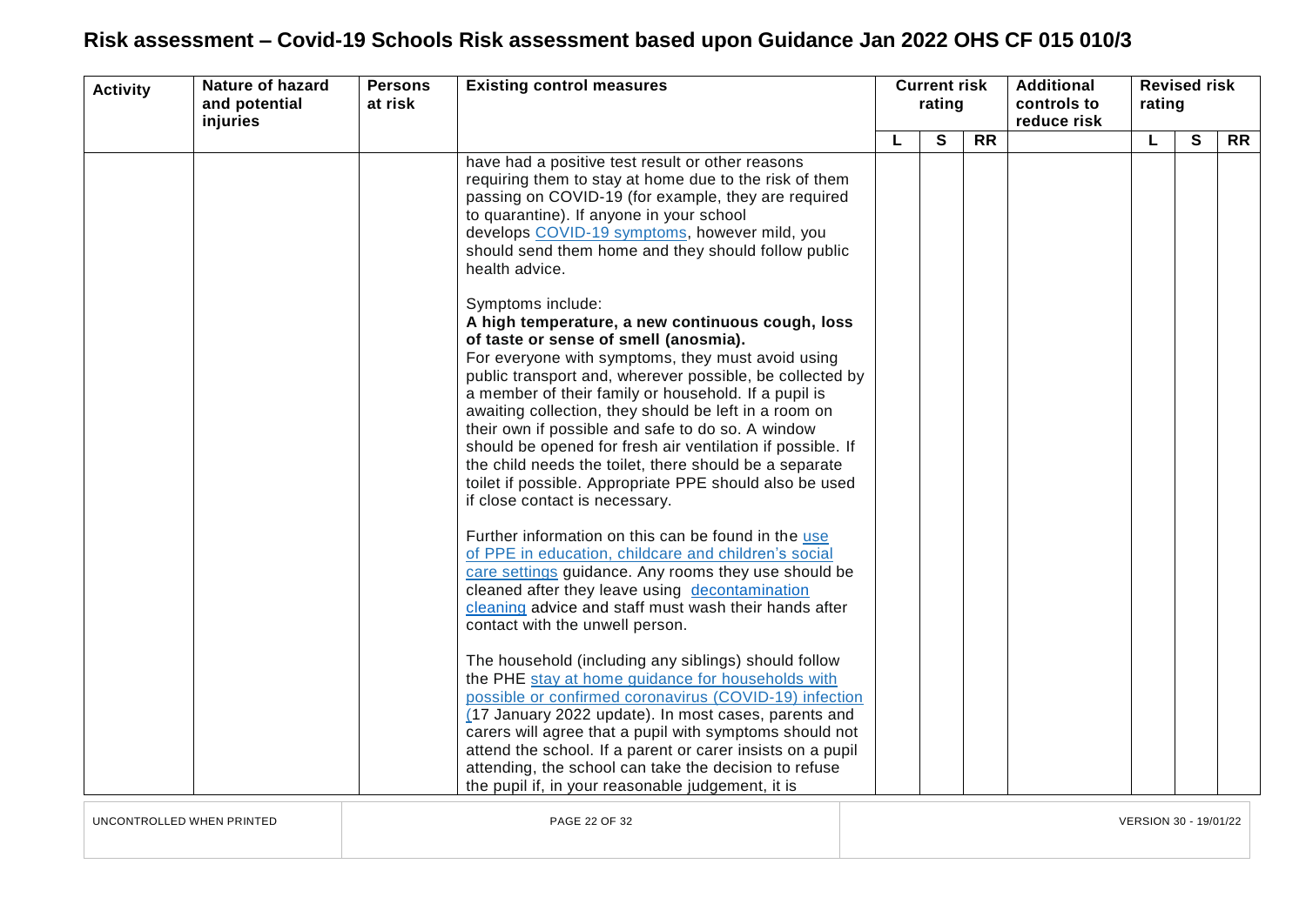# Risk assessment – Covid-19 Schools Risk assessment based upon Guidance Jan 2022 OHS CF 015 010/3

| Activity | Nature of hazard and potential injuries | Persons at risk | Existing control measures | Current risk rating | | | Additional controls to reduce risk | Revised risk rating | | |
|---|---|---|---|---|---|---|---|---|---|---|
| | | | | L | S | RR | | L | S | RR |
| | | | have had a positive test result or other reasons requiring them to stay at home due to the risk of them passing on COVID-19 (for example, they are required to quarantine). If anyone in your school develops COVID-19 symptoms, however mild, you should send them home and they should follow public health advice.<br><br>Symptoms include:<br>**A high temperature, a new continuous cough, loss of taste or sense of smell (anosmia).**<br>For everyone with symptoms, they must avoid using public transport and, wherever possible, be collected by a member of their family or household. If a pupil is awaiting collection, they should be left in a room on their own if possible and safe to do so. A window should be opened for fresh air ventilation if possible. If the child needs the toilet, there should be a separate toilet if possible. Appropriate PPE should also be used if close contact is necessary.<br><br>Further information on this can be found in the use of PPE in education, childcare and children's social care settings guidance. Any rooms they use should be cleaned after they leave using decontamination cleaning advice and staff must wash their hands after contact with the unwell person.<br><br>The household (including any siblings) should follow the PHE stay at home guidance for households with possible or confirmed coronavirus (COVID-19) infection (17 January 2022 update). In most cases, parents and carers will agree that a pupil with symptoms should not attend the school. If a parent or carer insists on a pupil attending, the school can take the decision to refuse the pupil if, in your reasonable judgement, it is | | | | | | | |

UNCONTROLLED WHEN PRINTED | VERSION 30 - 19/01/22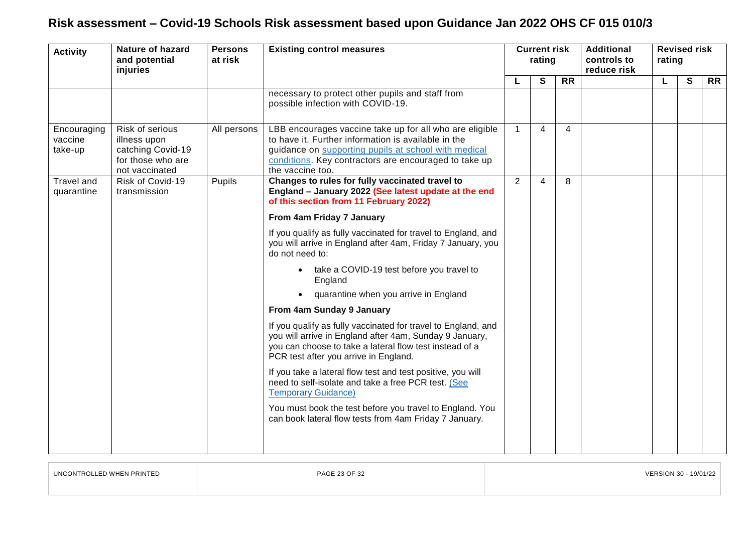# Risk assessment – Covid-19 Schools Risk assessment based upon Guidance Jan 2022 OHS CF 015 010/3

| Activity | Nature of hazard and potential injuries | Persons at risk | Existing control measures | Current risk rating | | | Additional controls to reduce risk | Revised risk rating | | |
|---|---|---|---|---|---|---|---|---|---|---|
| | | | | L | S | RR | | L | S | RR |
| | | | necessary to protect other pupils and staff from possible infection with COVID-19. | | | | | | | |
| Encouraging vaccine take-up | Risk of serious illness upon catching Covid-19 for those who are not vaccinated | All persons | LBB encourages vaccine take up for all who are eligible to have it. Further information is available in the guidance on supporting pupils at school with medical conditions. Key contractors are encouraged to take up the vaccine too. | 1 | 4 | 4 | | | | |
| Travel and quarantine | Risk of Covid-19 transmission | Pupils | **Changes to rules for fully vaccinated travel to England – January 2022 (See latest update at the end of this section from 11 February 2022)**<br><br>**From 4am Friday 7 January**<br><br>If you qualify as fully vaccinated for travel to England, and you will arrive in England after 4am, Friday 7 January, you do not need to:<br><br>• take a COVID-19 test before you travel to England<br>• quarantine when you arrive in England<br><br>**From 4am Sunday 9 January**<br><br>If you qualify as fully vaccinated for travel to England, and you will arrive in England after 4am, Sunday 9 January, you can choose to take a lateral flow test instead of a PCR test after you arrive in England.<br><br>If you take a lateral flow test and test positive, you will need to self-isolate and take a free PCR test. (See Temporary Guidance)<br><br>You must book the test before you travel to England. You can book lateral flow tests from 4am Friday 7 January. | 2 | 4 | 8 | | | | |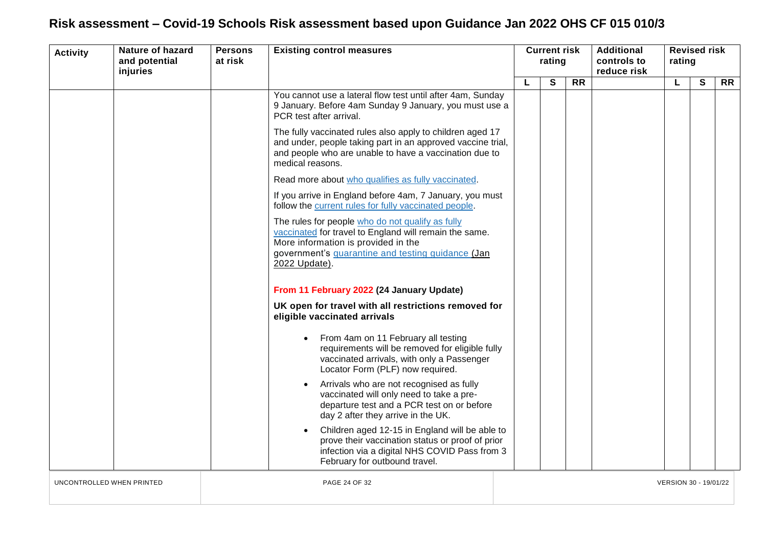# Risk assessment – Covid-19 Schools Risk assessment based upon Guidance Jan 2022 OHS CF 015 010/3

| Activity | Nature of hazard and potential injuries | Persons at risk | Existing control measures | Current risk rating | | | Additional controls to reduce risk | Revised risk rating | | |
|---|---|---|---|---|---|---|---|---|---|---|
| | | | | L | S | RR | | L | S | RR |
| | | | You cannot use a lateral flow test until after 4am, Sunday 9 January. Before 4am Sunday 9 January, you must use a PCR test after arrival.<br><br>The fully vaccinated rules also apply to children aged 17 and under, people taking part in an approved vaccine trial, and people who are unable to have a vaccination due to medical reasons.<br><br>Read more about who qualifies as fully vaccinated.<br><br>If you arrive in England before 4am, 7 January, you must follow the current rules for fully vaccinated people.<br><br>The rules for people who do not qualify as fully vaccinated for travel to England will remain the same. More information is provided in the government's quarantine and testing guidance (Jan 2022 Update).<br><br>**From 11 February 2022 (24 January Update)**<br><br>**UK open for travel with all restrictions removed for eligible vaccinated arrivals**<br><br>• From 4am on 11 February all testing requirements will be removed for eligible fully vaccinated arrivals, with only a Passenger Locator Form (PLF) now required.<br>• Arrivals who are not recognised as fully vaccinated will only need to take a pre-departure test and a PCR test on or before day 2 after they arrive in the UK.<br>• Children aged 12-15 in England will be able to prove their vaccination status or proof of prior infection via a digital NHS COVID Pass from 3 February for outbound travel. | | | | | | | |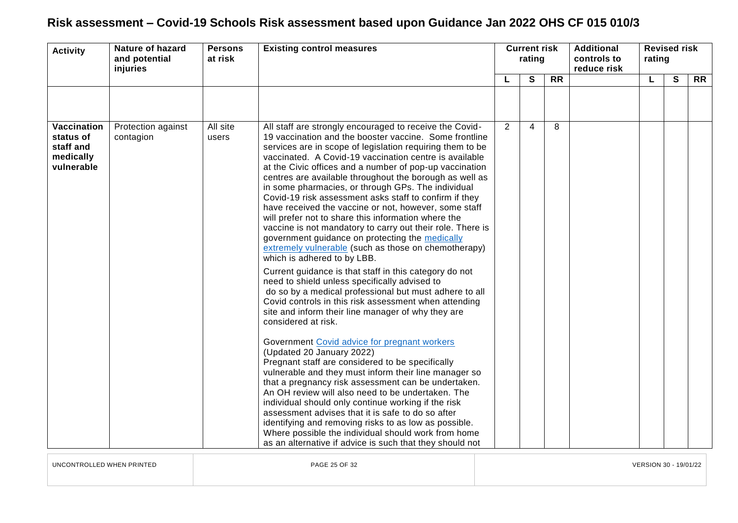# Risk assessment – Covid-19 Schools Risk assessment based upon Guidance Jan 2022 OHS CF 015 010/3

| Activity | Nature of hazard and potential injuries | Persons at risk | Existing control measures | Current risk rating | | | Additional controls to reduce risk | Revised risk rating | | |
|---|---|---|---|---|---|---|---|---|---|---|
| | | | | L | S | RR | | L | S | RR |
| | | | | | | | | | | |
| **Vaccination status of staff and medically vulnerable** | Protection against contagion | All site users | All staff are strongly encouraged to receive the Covid-19 vaccination and the booster vaccine. Some frontline services are in scope of legislation requiring them to be vaccinated. A Covid-19 vaccination centre is available at the Civic offices and a number of pop-up vaccination centres are available throughout the borough as well as in some pharmacies, or through GPs. The individual Covid-19 risk assessment asks staff to confirm if they have received the vaccine or not, however, some staff will prefer not to share this information where the vaccine is not mandatory to carry out their role. There is government guidance on protecting the medically extremely vulnerable (such as those on chemotherapy) which is adhered to by LBB.<br><br>Current guidance is that staff in this category do not need to shield unless specifically advised to do so by a medical professional but must adhere to all Covid controls in this risk assessment when attending site and inform their line manager of why they are considered at risk.<br><br>Government Covid advice for pregnant workers (Updated 20 January 2022)<br>Pregnant staff are considered to be specifically vulnerable and they must inform their line manager so that a pregnancy risk assessment can be undertaken. An OH review will also need to be undertaken. The individual should only continue working if the risk assessment advises that it is safe to do so after identifying and removing risks to as low as possible. Where possible the individual should work from home as an alternative if advice is such that they should not | 2 | 4 | 8 | | | | |

UNCONTROLLED WHEN PRINTED | VERSION 30 - 19/01/22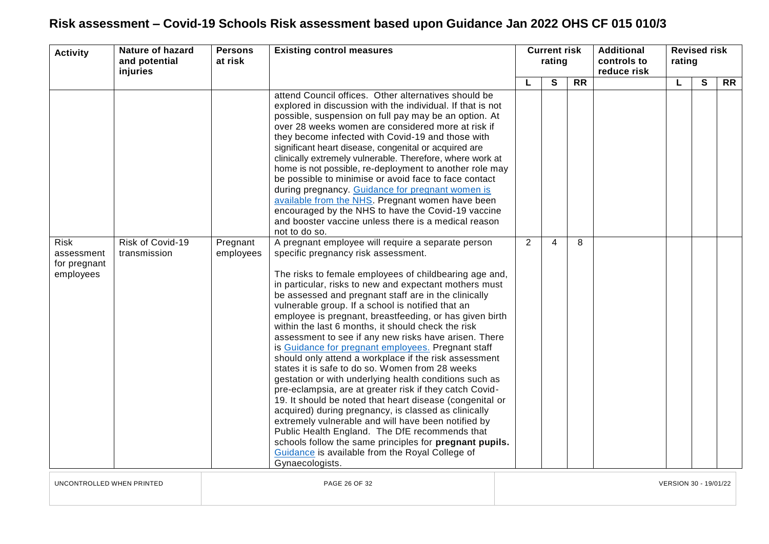# Risk assessment – Covid-19 Schools Risk assessment based upon Guidance Jan 2022 OHS CF 015 010/3

| Activity | Nature of hazard and potential injuries | Persons at risk | Existing control measures | Current risk rating | | | Additional controls to reduce risk | Revised risk rating | | |
|---|---|---|---|---|---|---|---|---|---|---|
| | | | | L | S | RR | | L | S | RR |
| | | | attend Council offices. Other alternatives should be explored in discussion with the individual. If that is not possible, suspension on full pay may be an option. At over 28 weeks women are considered more at risk if they become infected with Covid-19 and those with significant heart disease, congenital or acquired are clinically extremely vulnerable. Therefore, where work at home is not possible, re-deployment to another role may be possible to minimise or avoid face to face contact during pregnancy. Guidance for pregnant women is available from the NHS. Pregnant women have been encouraged by the NHS to have the Covid-19 vaccine and booster vaccine unless there is a medical reason not to do so. | | | | | | | |
| Risk assessment for pregnant employees | Risk of Covid-19 transmission | Pregnant employees | A pregnant employee will require a separate person specific pregnancy risk assessment.<br><br>The risks to female employees of childbearing age and, in particular, risks to new and expectant mothers must be assessed and pregnant staff are in the clinically vulnerable group. If a school is notified that an employee is pregnant, breastfeeding, or has given birth within the last 6 months, it should check the risk assessment to see if any new risks have arisen. There is Guidance for pregnant employees. Pregnant staff should only attend a workplace if the risk assessment states it is safe to do so. Women from 28 weeks gestation or with underlying health conditions such as pre-eclampsia, are at greater risk if they catch Covid-19. It should be noted that heart disease (congenital or acquired) during pregnancy, is classed as clinically extremely vulnerable and will have been notified by Public Health England. The DfE recommends that schools follow the same principles for **pregnant pupils.** Guidance is available from the Royal College of Gynaecologists. | 2 | 4 | 8 | | | | |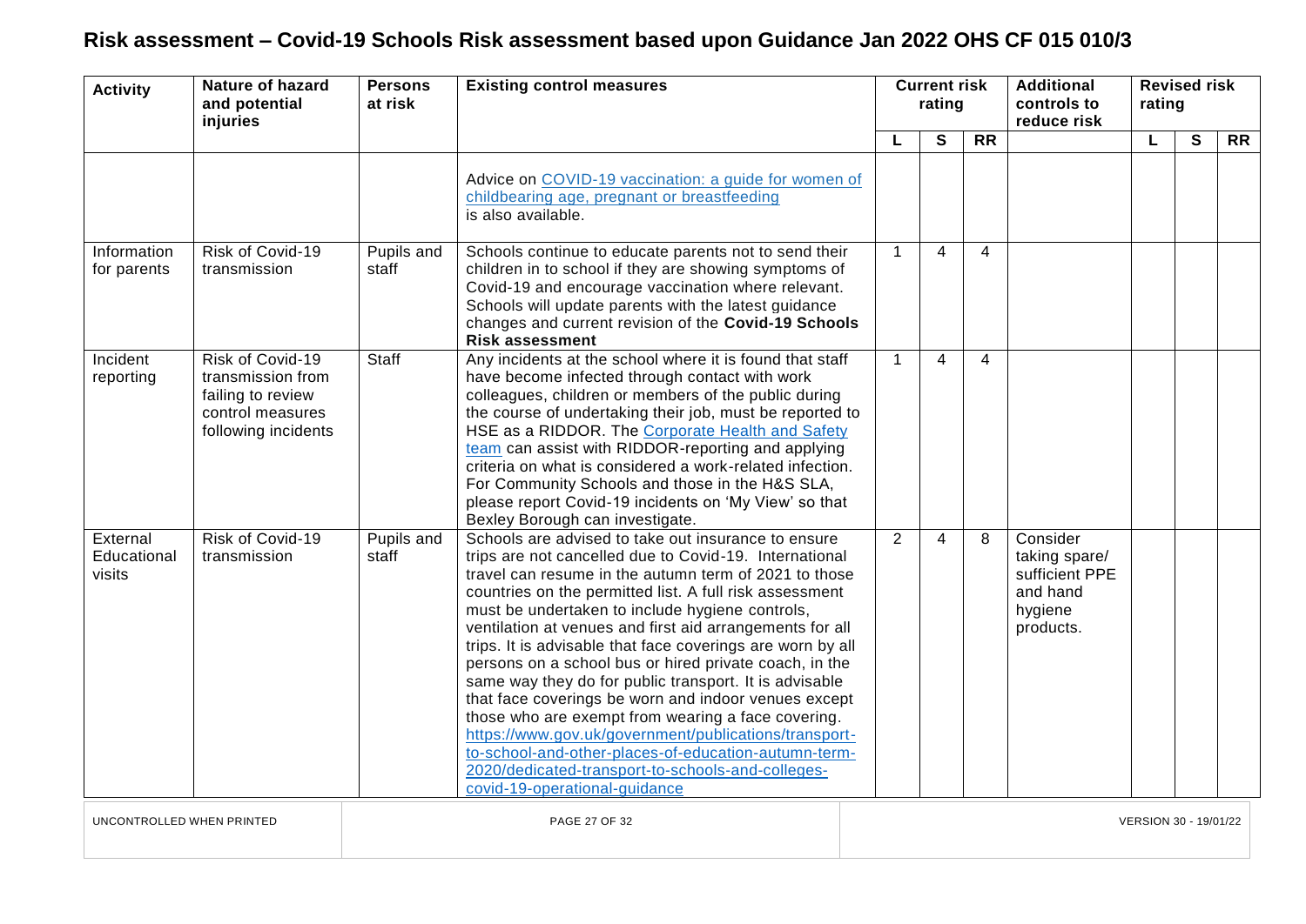# Risk assessment – Covid-19 Schools Risk assessment based upon Guidance Jan 2022 OHS CF 015 010/3

| Activity | Nature of hazard and potential injuries | Persons at risk | Existing control measures | Current risk rating | | | Additional controls to reduce risk | Revised risk rating | | |
|---|---|---|---|---|---|---|---|---|---|---|
| | | | | L | S | RR | | L | S | RR |
| | | | Advice on [COVID-19 vaccination: a guide for women of childbearing age, pregnant or breastfeeding](#) is also available. | | | | | | | |
| Information for parents | Risk of Covid-19 transmission | Pupils and staff | Schools continue to educate parents not to send their children in to school if they are showing symptoms of Covid-19 and encourage vaccination where relevant. Schools will update parents with the latest guidance changes and current revision of the **Covid-19 Schools Risk assessment** | 1 | 4 | 4 | | | | |
| Incident reporting | Risk of Covid-19 transmission from failing to review control measures following incidents | Staff | Any incidents at the school where it is found that staff have become infected through contact with work colleagues, children or members of the public during the course of undertaking their job, must be reported to HSE as a RIDDOR. The [Corporate Health and Safety team](#) can assist with RIDDOR-reporting and applying criteria on what is considered a work-related infection. For Community Schools and those in the H&S SLA, please report Covid-19 incidents on 'My View' so that Bexley Borough can investigate. | 1 | 4 | 4 | | | | |
| External Educational visits | Risk of Covid-19 transmission | Pupils and staff | Schools are advised to take out insurance to ensure trips are not cancelled due to Covid-19. International travel can resume in the autumn term of 2021 to those countries on the permitted list. A full risk assessment must be undertaken to include hygiene controls, ventilation at venues and first aid arrangements for all trips. It is advisable that face coverings are worn by all persons on a school bus or hired private coach, in the same way they do for public transport. It is advisable that face coverings be worn and indoor venues except those who are exempt from wearing a face covering. https://www.gov.uk/government/publications/transport-to-school-and-other-places-of-education-autumn-term-2020/dedicated-transport-to-schools-and-colleges-covid-19-operational-guidance | 2 | 4 | 8 | Consider taking spare/ sufficient PPE and hand hygiene products. | | | |

UNCONTROLLED WHEN PRINTED VERSION 30 - 19/01/22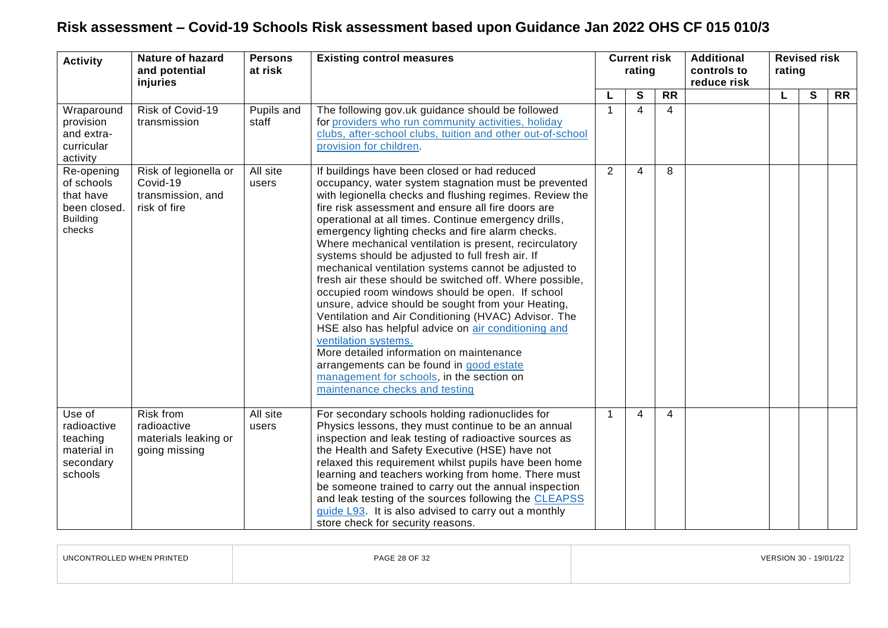# Risk assessment – Covid-19 Schools Risk assessment based upon Guidance Jan 2022 OHS CF 015 010/3

| Activity | Nature of hazard and potential injuries | Persons at risk | Existing control measures | Current risk rating | | | Additional controls to reduce risk | Revised risk rating | | |
|---|---|---|---|---|---|---|---|---|---|---|
| | | | | L | S | RR | | L | S | RR |
| Wraparound provision and extra-curricular activity | Risk of Covid-19 transmission | Pupils and staff | The following gov.uk guidance should be followed for providers who run community activities, holiday clubs, after-school clubs, tuition and other out-of-school provision for children. | 1 | 4 | 4 | | | | |
| Re-opening of schools that have been closed. Building checks | Risk of legionella or Covid-19 transmission, and risk of fire | All site users | If buildings have been closed or had reduced occupancy, water system stagnation must be prevented with legionella checks and flushing regimes. Review the fire risk assessment and ensure all fire doors are operational at all times. Continue emergency drills, emergency lighting checks and fire alarm checks. Where mechanical ventilation is present, recirculatory systems should be adjusted to full fresh air. If mechanical ventilation systems cannot be adjusted to fresh air these should be switched off. Where possible, occupied room windows should be open. If school unsure, advice should be sought from your Heating, Ventilation and Air Conditioning (HVAC) Advisor. The HSE also has helpful advice on air conditioning and ventilation systems. More detailed information on maintenance arrangements can be found in good estate management for schools, in the section on maintenance checks and testing | 2 | 4 | 8 | | | | |
| Use of radioactive teaching material in secondary schools | Risk from radioactive materials leaking or going missing | All site users | For secondary schools holding radionuclides for Physics lessons, they must continue to be an annual inspection and leak testing of radioactive sources as the Health and Safety Executive (HSE) have not relaxed this requirement whilst pupils have been home learning and teachers working from home. There must be someone trained to carry out the annual inspection and leak testing of the sources following the CLEAPSS guide L93. It is also advised to carry out a monthly store check for security reasons. | 1 | 4 | 4 | | | | |

UNCONTROLLED WHEN PRINTED | VERSION 30 - 19/01/22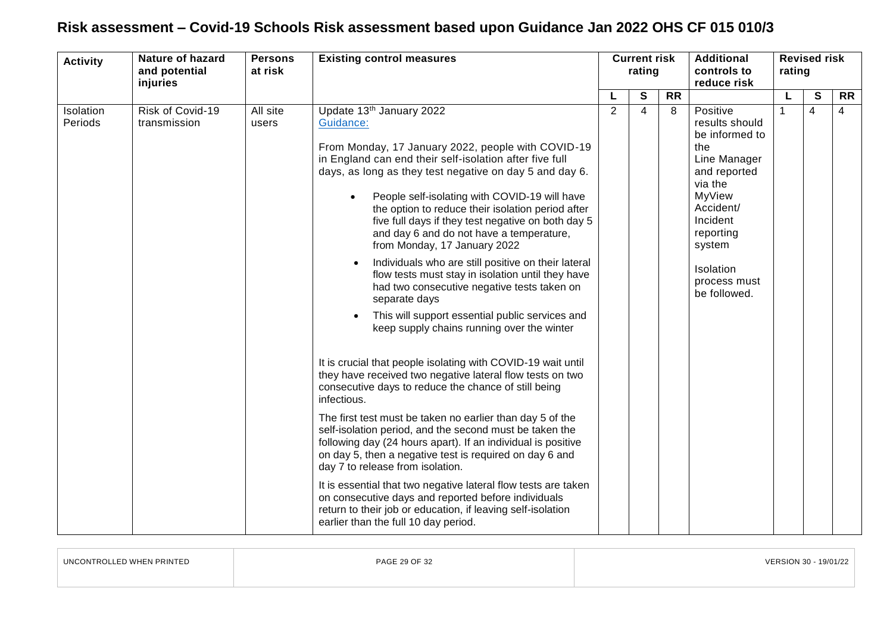# Risk assessment – Covid-19 Schools Risk assessment based upon Guidance Jan 2022 OHS CF 015 010/3

| Activity | Nature of hazard and potential injuries | Persons at risk | Existing control measures | Current risk rating | | | Additional controls to reduce risk | Revised risk rating | | |
|---|---|---|---|---|---|---|---|---|---|---|
| | | | | L | S | RR | | L | S | RR |
| Isolation Periods | Risk of Covid-19 transmission | All site users | Update 13th January 2022<br>Guidance:<br><br>From Monday, 17 January 2022, people with COVID-19 in England can end their self-isolation after five full days, as long as they test negative on day 5 and day 6.<br><br>• People self-isolating with COVID-19 will have the option to reduce their isolation period after five full days if they test negative on both day 5 and day 6 and do not have a temperature, from Monday, 17 January 2022<br>• Individuals who are still positive on their lateral flow tests must stay in isolation until they have had two consecutive negative tests taken on separate days<br>• This will support essential public services and keep supply chains running over the winter<br><br>It is crucial that people isolating with COVID-19 wait until they have received two negative lateral flow tests on two consecutive days to reduce the chance of still being infectious.<br><br>The first test must be taken no earlier than day 5 of the self-isolation period, and the second must be taken the following day (24 hours apart). If an individual is positive on day 5, then a negative test is required on day 6 and day 7 to release from isolation.<br><br>It is essential that two negative lateral flow tests are taken on consecutive days and reported before individuals return to their job or education, if leaving self-isolation earlier than the full 10 day period. | 2 | 4 | 8 | Positive results should be informed to the Line Manager and reported via the MyView Accident/ Incident reporting system<br><br>Isolation process must be followed. | 1 | 4 | 4 |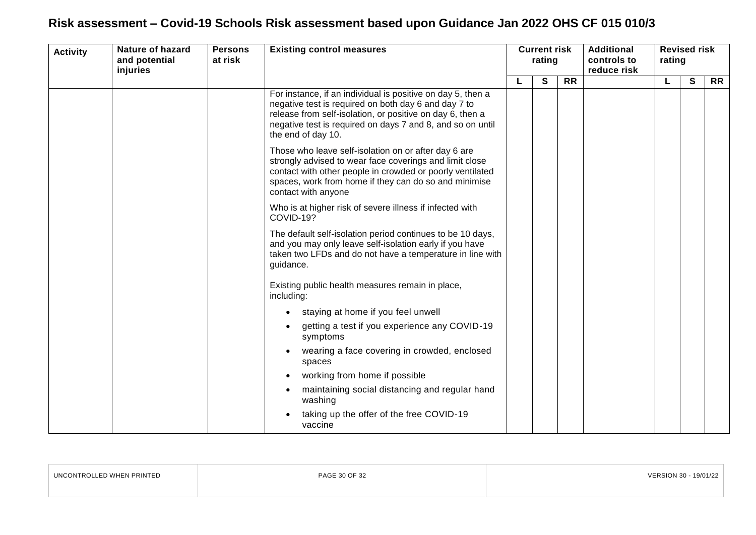# Risk assessment – Covid-19 Schools Risk assessment based upon Guidance Jan 2022 OHS CF 015 010/3

| Activity | Nature of hazard and potential injuries | Persons at risk | Existing control measures | Current risk rating | | | Additional controls to reduce risk | Revised risk rating | | |
|---|---|---|---|---|---|---|---|---|---|---|
| | | | | L | S | RR | | L | S | RR |
| | | | For instance, if an individual is positive on day 5, then a negative test is required on both day 6 and day 7 to release from self-isolation, or positive on day 6, then a negative test is required on days 7 and 8, and so on until the end of day 10.<br><br>Those who leave self-isolation on or after day 6 are strongly advised to wear face coverings and limit close contact with other people in crowded or poorly ventilated spaces, work from home if they can do so and minimise contact with anyone<br><br>Who is at higher risk of severe illness if infected with COVID-19?<br><br>The default self-isolation period continues to be 10 days, and you may only leave self-isolation early if you have taken two LFDs and do not have a temperature in line with guidance.<br><br>Existing public health measures remain in place, including:<br><br>• staying at home if you feel unwell<br>• getting a test if you experience any COVID-19 symptoms<br>• wearing a face covering in crowded, enclosed spaces<br>• working from home if possible<br>• maintaining social distancing and regular hand washing<br>• taking up the offer of the free COVID-19 vaccine | | | | | | | |

UNCONTROLLED WHEN PRINTED | VERSION 30 - 19/01/22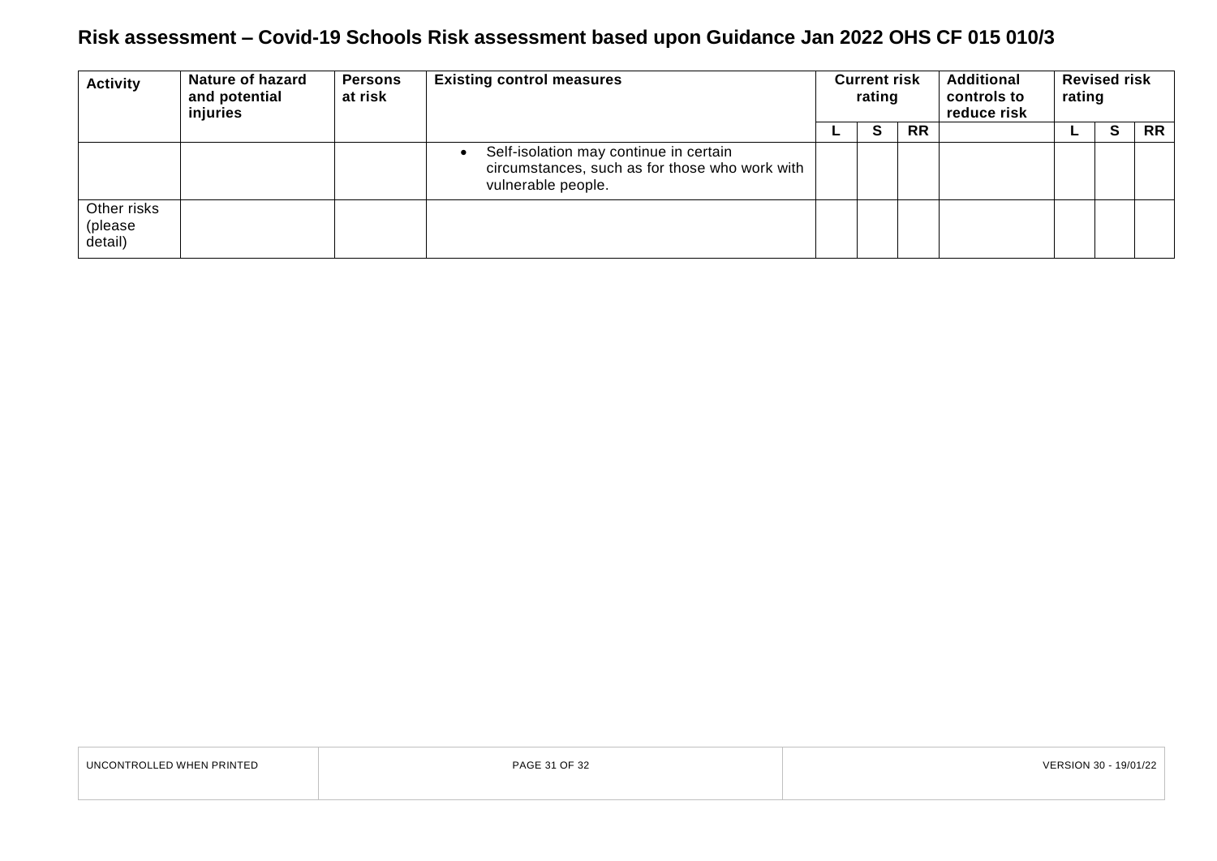# Risk assessment – Covid-19 Schools Risk assessment based upon Guidance Jan 2022 OHS CF 015 010/3

| Activity | Nature of hazard and potential injuries | Persons at risk | Existing control measures | Current risk rating | | | Additional controls to reduce risk | Revised risk rating | | |
|---|---|---|---|---|---|---|---|---|---|---|
| | | | | L | S | RR | | L | S | RR |
| | | | • Self-isolation may continue in certain circumstances, such as for those who work with vulnerable people. | | | | | | | |
| Other risks (please detail) | | | | | | | | | | |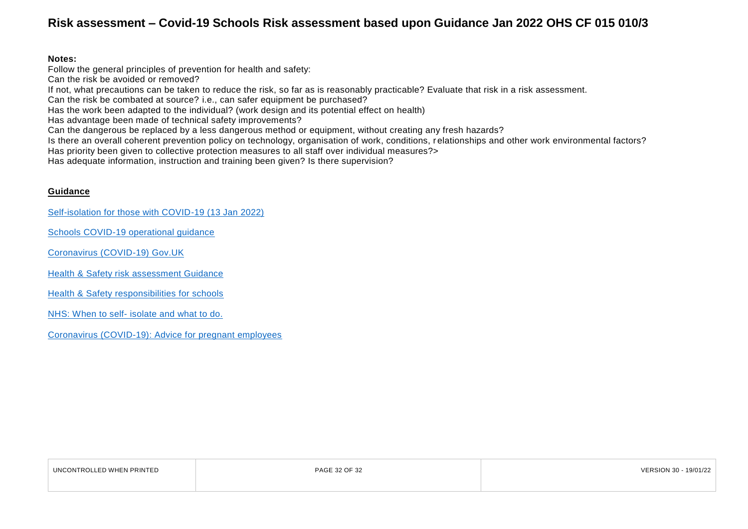# Risk assessment – Covid-19 Schools Risk assessment based upon Guidance Jan 2022 OHS CF 015 010/3

**Notes:**

Follow the general principles of prevention for health and safety:

Can the risk be avoided or removed?

If not, what precautions can be taken to reduce the risk, so far as is reasonably practicable? Evaluate that risk in a risk assessment.

Can the risk be combated at source? i.e., can safer equipment be purchased?

Has the work been adapted to the individual? (work design and its potential effect on health)

Has advantage been made of technical safety improvements?

Can the dangerous be replaced by a less dangerous method or equipment, without creating any fresh hazards?

Is there an overall coherent prevention policy on technology, organisation of work, conditions, relationships and other work environmental factors?

Has priority been given to collective protection measures to all staff over individual measures?>

Has adequate information, instruction and training been given? Is there supervision?

## Guidance

Self-isolation for those with COVID-19 (13 Jan 2022)

Schools COVID-19 operational guidance

Coronavirus (COVID-19) Gov.UK

Health & Safety risk assessment Guidance

Health & Safety responsibilities for schools

NHS: When to self- isolate and what to do.

Coronavirus (COVID-19): Advice for pregnant employees